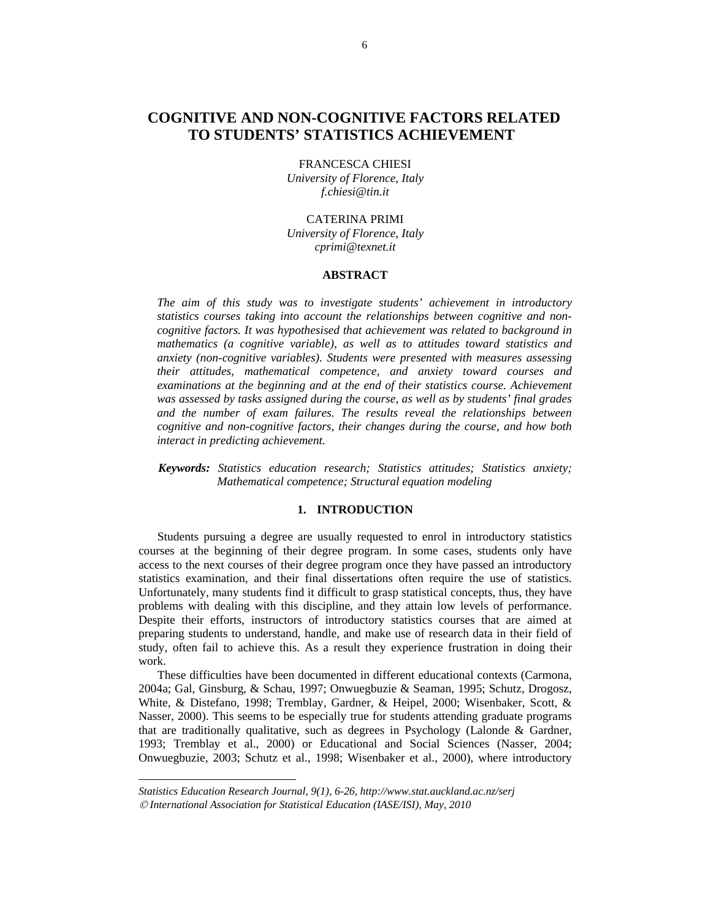# COGNITIVE AND NON-COGNITIVE FACTORS RELATED TO STUDENTS' STATISTICS ACHIEVEMENT

FRANCESCA CHIESI
*University of Florence, Italy*
*f.chiesi@tin.it*

CATERINA PRIMI
*University of Florence, Italy*
*cprimi@texnet.it*

## ABSTRACT

*The aim of this study was to investigate students' achievement in introductory statistics courses taking into account the relationships between cognitive and non-cognitive factors. It was hypothesised that achievement was related to background in mathematics (a cognitive variable), as well as to attitudes toward statistics and anxiety (non-cognitive variables). Students were presented with measures assessing their attitudes, mathematical competence, and anxiety toward courses and examinations at the beginning and at the end of their statistics course. Achievement was assessed by tasks assigned during the course, as well as by students' final grades and the number of exam failures. The results reveal the relationships between cognitive and non-cognitive factors, their changes during the course, and how both interact in predicting achievement.*

***Keywords:*** *Statistics education research; Statistics attitudes; Statistics anxiety; Mathematical competence; Structural equation modeling*

## 1. INTRODUCTION

Students pursuing a degree are usually requested to enrol in introductory statistics courses at the beginning of their degree program. In some cases, students only have access to the next courses of their degree program once they have passed an introductory statistics examination, and their final dissertations often require the use of statistics. Unfortunately, many students find it difficult to grasp statistical concepts, thus, they have problems with dealing with this discipline, and they attain low levels of performance. Despite their efforts, instructors of introductory statistics courses that are aimed at preparing students to understand, handle, and make use of research data in their field of study, often fail to achieve this. As a result they experience frustration in doing their work.

These difficulties have been documented in different educational contexts (Carmona, 2004a; Gal, Ginsburg, & Schau, 1997; Onwuegbuzie & Seaman, 1995; Schutz, Drogosz, White, & Distefano, 1998; Tremblay, Gardner, & Heipel, 2000; Wisenbaker, Scott, & Nasser, 2000). This seems to be especially true for students attending graduate programs that are traditionally qualitative, such as degrees in Psychology (Lalonde & Gardner, 1993; Tremblay et al., 2000) or Educational and Social Sciences (Nasser, 2004; Onwuegbuzie, 2003; Schutz et al., 1998; Wisenbaker et al., 2000), where introductory

*Statistics Education Research Journal, 9(1), 6-26, http://www.stat.auckland.ac.nz/serj*
*© International Association for Statistical Education (IASE/ISI), May, 2010*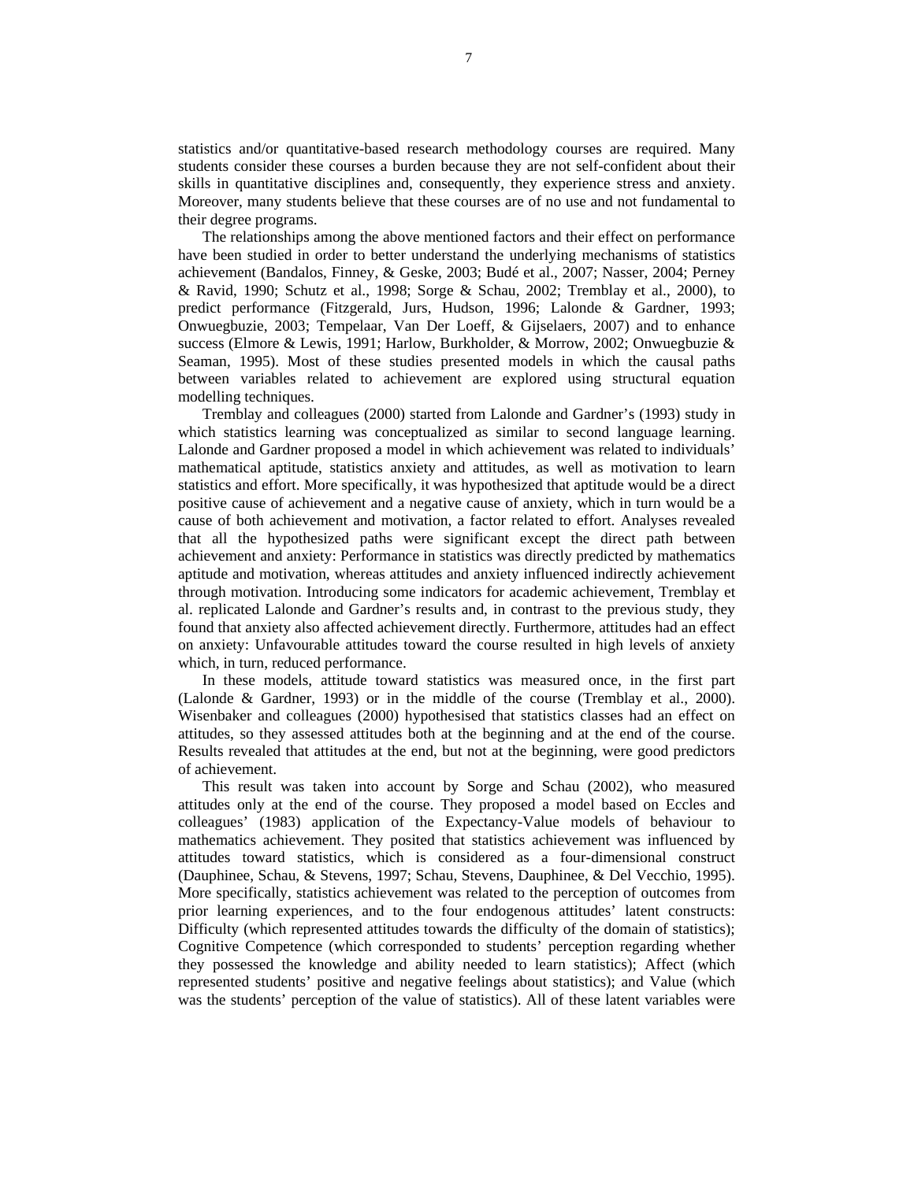statistics and/or quantitative-based research methodology courses are required. Many students consider these courses a burden because they are not self-confident about their skills in quantitative disciplines and, consequently, they experience stress and anxiety. Moreover, many students believe that these courses are of no use and not fundamental to their degree programs.

The relationships among the above mentioned factors and their effect on performance have been studied in order to better understand the underlying mechanisms of statistics achievement (Bandalos, Finney, & Geske, 2003; Budé et al., 2007; Nasser, 2004; Perney & Ravid, 1990; Schutz et al., 1998; Sorge & Schau, 2002; Tremblay et al., 2000), to predict performance (Fitzgerald, Jurs, Hudson, 1996; Lalonde & Gardner, 1993; Onwuegbuzie, 2003; Tempelaar, Van Der Loeff, & Gijselaers, 2007) and to enhance success (Elmore & Lewis, 1991; Harlow, Burkholder, & Morrow, 2002; Onwuegbuzie & Seaman, 1995). Most of these studies presented models in which the causal paths between variables related to achievement are explored using structural equation modelling techniques.

Tremblay and colleagues (2000) started from Lalonde and Gardner's (1993) study in which statistics learning was conceptualized as similar to second language learning. Lalonde and Gardner proposed a model in which achievement was related to individuals' mathematical aptitude, statistics anxiety and attitudes, as well as motivation to learn statistics and effort. More specifically, it was hypothesized that aptitude would be a direct positive cause of achievement and a negative cause of anxiety, which in turn would be a cause of both achievement and motivation, a factor related to effort. Analyses revealed that all the hypothesized paths were significant except the direct path between achievement and anxiety: Performance in statistics was directly predicted by mathematics aptitude and motivation, whereas attitudes and anxiety influenced indirectly achievement through motivation. Introducing some indicators for academic achievement, Tremblay et al. replicated Lalonde and Gardner's results and, in contrast to the previous study, they found that anxiety also affected achievement directly. Furthermore, attitudes had an effect on anxiety: Unfavourable attitudes toward the course resulted in high levels of anxiety which, in turn, reduced performance.

In these models, attitude toward statistics was measured once, in the first part (Lalonde & Gardner, 1993) or in the middle of the course (Tremblay et al., 2000). Wisenbaker and colleagues (2000) hypothesised that statistics classes had an effect on attitudes, so they assessed attitudes both at the beginning and at the end of the course. Results revealed that attitudes at the end, but not at the beginning, were good predictors of achievement.

This result was taken into account by Sorge and Schau (2002), who measured attitudes only at the end of the course. They proposed a model based on Eccles and colleagues' (1983) application of the Expectancy-Value models of behaviour to mathematics achievement. They posited that statistics achievement was influenced by attitudes toward statistics, which is considered as a four-dimensional construct (Dauphinee, Schau, & Stevens, 1997; Schau, Stevens, Dauphinee, & Del Vecchio, 1995). More specifically, statistics achievement was related to the perception of outcomes from prior learning experiences, and to the four endogenous attitudes' latent constructs: Difficulty (which represented attitudes towards the difficulty of the domain of statistics); Cognitive Competence (which corresponded to students' perception regarding whether they possessed the knowledge and ability needed to learn statistics); Affect (which represented students' positive and negative feelings about statistics); and Value (which was the students' perception of the value of statistics). All of these latent variables were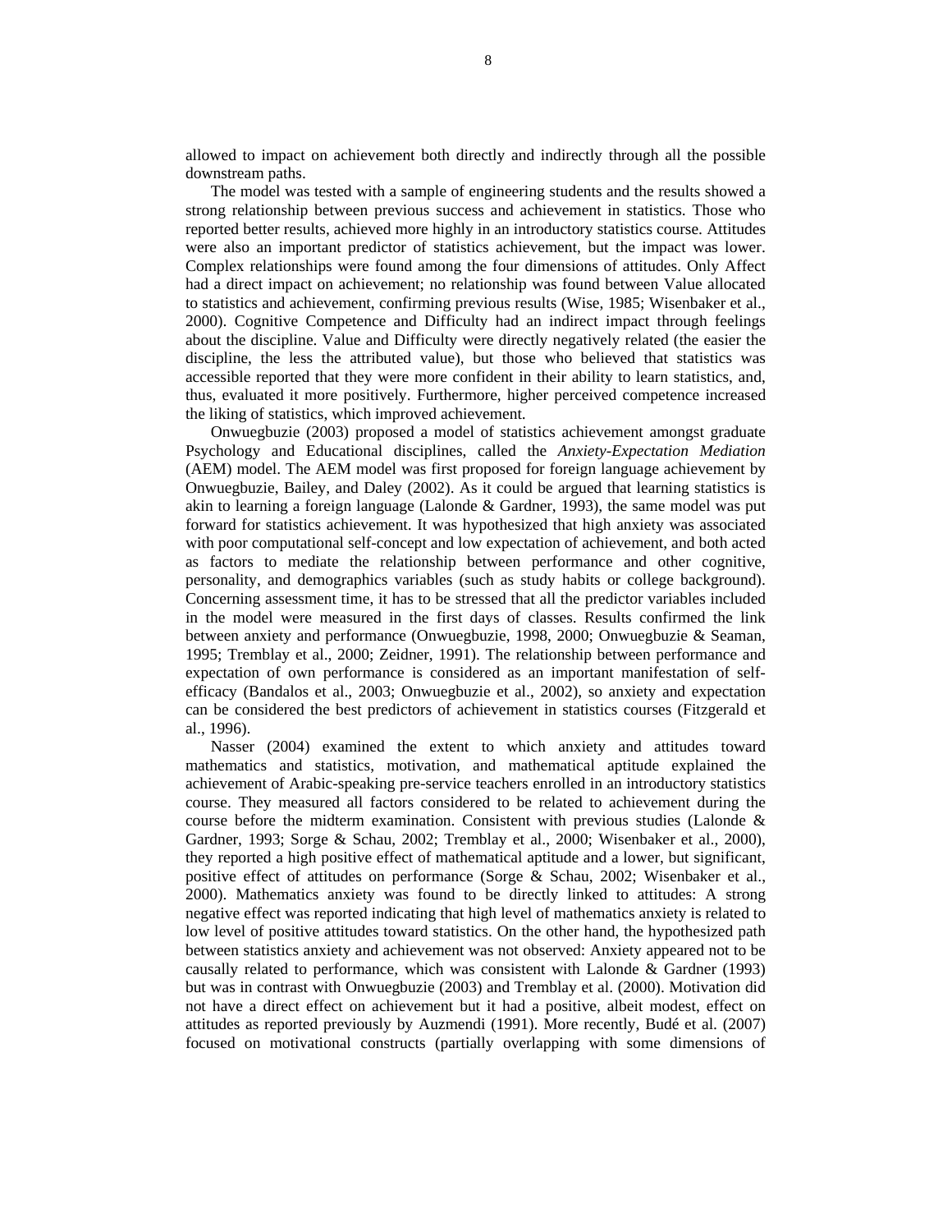allowed to impact on achievement both directly and indirectly through all the possible downstream paths.

The model was tested with a sample of engineering students and the results showed a strong relationship between previous success and achievement in statistics. Those who reported better results, achieved more highly in an introductory statistics course. Attitudes were also an important predictor of statistics achievement, but the impact was lower. Complex relationships were found among the four dimensions of attitudes. Only Affect had a direct impact on achievement; no relationship was found between Value allocated to statistics and achievement, confirming previous results (Wise, 1985; Wisenbaker et al., 2000). Cognitive Competence and Difficulty had an indirect impact through feelings about the discipline. Value and Difficulty were directly negatively related (the easier the discipline, the less the attributed value), but those who believed that statistics was accessible reported that they were more confident in their ability to learn statistics, and, thus, evaluated it more positively. Furthermore, higher perceived competence increased the liking of statistics, which improved achievement.

Onwuegbuzie (2003) proposed a model of statistics achievement amongst graduate Psychology and Educational disciplines, called the *Anxiety-Expectation Mediation* (AEM) model. The AEM model was first proposed for foreign language achievement by Onwuegbuzie, Bailey, and Daley (2002). As it could be argued that learning statistics is akin to learning a foreign language (Lalonde & Gardner, 1993), the same model was put forward for statistics achievement. It was hypothesized that high anxiety was associated with poor computational self-concept and low expectation of achievement, and both acted as factors to mediate the relationship between performance and other cognitive, personality, and demographics variables (such as study habits or college background). Concerning assessment time, it has to be stressed that all the predictor variables included in the model were measured in the first days of classes. Results confirmed the link between anxiety and performance (Onwuegbuzie, 1998, 2000; Onwuegbuzie & Seaman, 1995; Tremblay et al., 2000; Zeidner, 1991). The relationship between performance and expectation of own performance is considered as an important manifestation of self-efficacy (Bandalos et al., 2003; Onwuegbuzie et al., 2002), so anxiety and expectation can be considered the best predictors of achievement in statistics courses (Fitzgerald et al., 1996).

Nasser (2004) examined the extent to which anxiety and attitudes toward mathematics and statistics, motivation, and mathematical aptitude explained the achievement of Arabic-speaking pre-service teachers enrolled in an introductory statistics course. They measured all factors considered to be related to achievement during the course before the midterm examination. Consistent with previous studies (Lalonde & Gardner, 1993; Sorge & Schau, 2002; Tremblay et al., 2000; Wisenbaker et al., 2000), they reported a high positive effect of mathematical aptitude and a lower, but significant, positive effect of attitudes on performance (Sorge & Schau, 2002; Wisenbaker et al., 2000). Mathematics anxiety was found to be directly linked to attitudes: A strong negative effect was reported indicating that high level of mathematics anxiety is related to low level of positive attitudes toward statistics. On the other hand, the hypothesized path between statistics anxiety and achievement was not observed: Anxiety appeared not to be causally related to performance, which was consistent with Lalonde & Gardner (1993) but was in contrast with Onwuegbuzie (2003) and Tremblay et al. (2000). Motivation did not have a direct effect on achievement but it had a positive, albeit modest, effect on attitudes as reported previously by Auzmendi (1991). More recently, Budé et al. (2007) focused on motivational constructs (partially overlapping with some dimensions of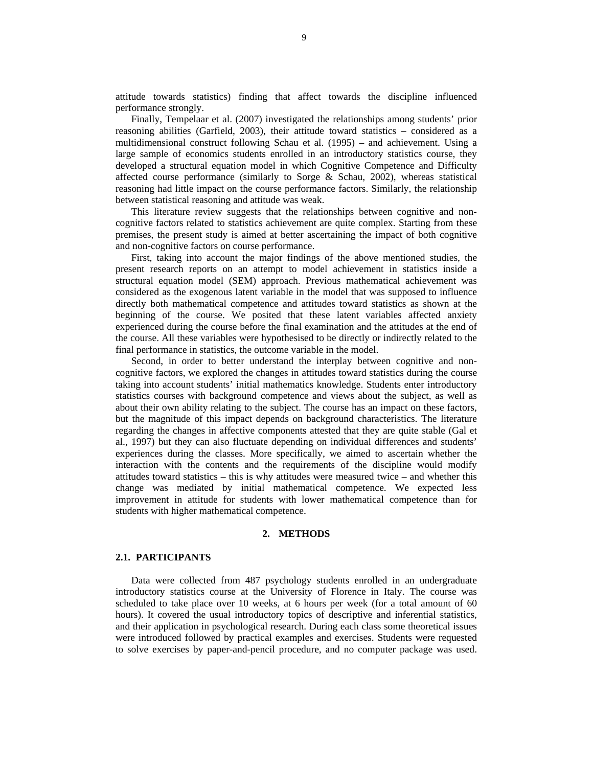attitude towards statistics) finding that affect towards the discipline influenced performance strongly.

Finally, Tempelaar et al. (2007) investigated the relationships among students' prior reasoning abilities (Garfield, 2003), their attitude toward statistics – considered as a multidimensional construct following Schau et al. (1995) – and achievement. Using a large sample of economics students enrolled in an introductory statistics course, they developed a structural equation model in which Cognitive Competence and Difficulty affected course performance (similarly to Sorge & Schau, 2002), whereas statistical reasoning had little impact on the course performance factors. Similarly, the relationship between statistical reasoning and attitude was weak.

This literature review suggests that the relationships between cognitive and non-cognitive factors related to statistics achievement are quite complex. Starting from these premises, the present study is aimed at better ascertaining the impact of both cognitive and non-cognitive factors on course performance.

First, taking into account the major findings of the above mentioned studies, the present research reports on an attempt to model achievement in statistics inside a structural equation model (SEM) approach. Previous mathematical achievement was considered as the exogenous latent variable in the model that was supposed to influence directly both mathematical competence and attitudes toward statistics as shown at the beginning of the course. We posited that these latent variables affected anxiety experienced during the course before the final examination and the attitudes at the end of the course. All these variables were hypothesised to be directly or indirectly related to the final performance in statistics, the outcome variable in the model.

Second, in order to better understand the interplay between cognitive and non-cognitive factors, we explored the changes in attitudes toward statistics during the course taking into account students' initial mathematics knowledge. Students enter introductory statistics courses with background competence and views about the subject, as well as about their own ability relating to the subject. The course has an impact on these factors, but the magnitude of this impact depends on background characteristics. The literature regarding the changes in affective components attested that they are quite stable (Gal et al., 1997) but they can also fluctuate depending on individual differences and students' experiences during the classes. More specifically, we aimed to ascertain whether the interaction with the contents and the requirements of the discipline would modify attitudes toward statistics – this is why attitudes were measured twice – and whether this change was mediated by initial mathematical competence. We expected less improvement in attitude for students with lower mathematical competence than for students with higher mathematical competence.

## 2. METHODS

### 2.1. PARTICIPANTS

Data were collected from 487 psychology students enrolled in an undergraduate introductory statistics course at the University of Florence in Italy. The course was scheduled to take place over 10 weeks, at 6 hours per week (for a total amount of 60 hours). It covered the usual introductory topics of descriptive and inferential statistics, and their application in psychological research. During each class some theoretical issues were introduced followed by practical examples and exercises. Students were requested to solve exercises by paper-and-pencil procedure, and no computer package was used.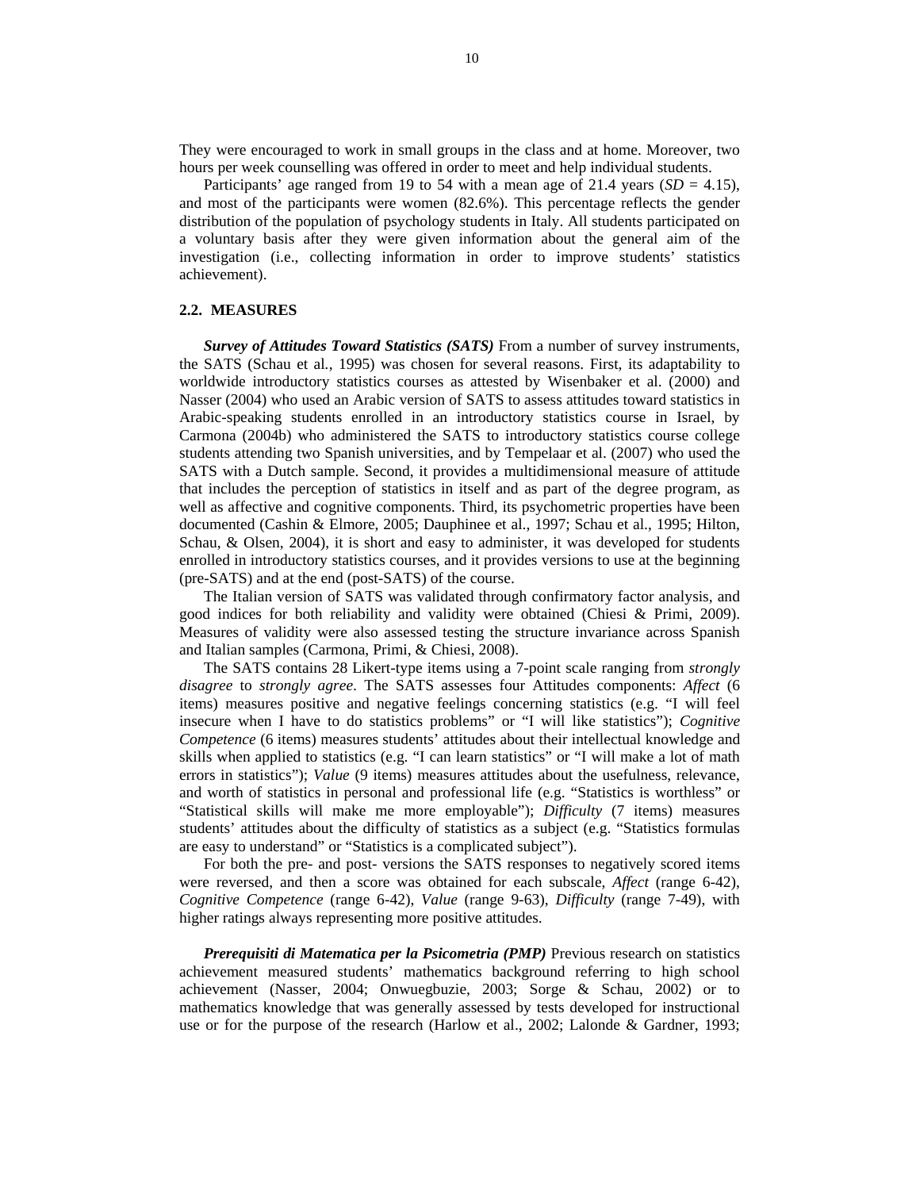They were encouraged to work in small groups in the class and at home. Moreover, two hours per week counselling was offered in order to meet and help individual students.

Participants' age ranged from 19 to 54 with a mean age of 21.4 years (*SD* = 4.15), and most of the participants were women (82.6%). This percentage reflects the gender distribution of the population of psychology students in Italy. All students participated on a voluntary basis after they were given information about the general aim of the investigation (i.e., collecting information in order to improve students' statistics achievement).

## 2.2. MEASURES

***Survey of Attitudes Toward Statistics (SATS)*** From a number of survey instruments, the SATS (Schau et al., 1995) was chosen for several reasons. First, its adaptability to worldwide introductory statistics courses as attested by Wisenbaker et al. (2000) and Nasser (2004) who used an Arabic version of SATS to assess attitudes toward statistics in Arabic-speaking students enrolled in an introductory statistics course in Israel, by Carmona (2004b) who administered the SATS to introductory statistics course college students attending two Spanish universities, and by Tempelaar et al. (2007) who used the SATS with a Dutch sample. Second, it provides a multidimensional measure of attitude that includes the perception of statistics in itself and as part of the degree program, as well as affective and cognitive components. Third, its psychometric properties have been documented (Cashin & Elmore, 2005; Dauphinee et al., 1997; Schau et al., 1995; Hilton, Schau, & Olsen, 2004), it is short and easy to administer, it was developed for students enrolled in introductory statistics courses, and it provides versions to use at the beginning (pre-SATS) and at the end (post-SATS) of the course.

The Italian version of SATS was validated through confirmatory factor analysis, and good indices for both reliability and validity were obtained (Chiesi & Primi, 2009). Measures of validity were also assessed testing the structure invariance across Spanish and Italian samples (Carmona, Primi, & Chiesi, 2008).

The SATS contains 28 Likert-type items using a 7-point scale ranging from *strongly disagree* to *strongly agree*. The SATS assesses four Attitudes components: *Affect* (6 items) measures positive and negative feelings concerning statistics (e.g. "I will feel insecure when I have to do statistics problems" or "I will like statistics"); *Cognitive Competence* (6 items) measures students' attitudes about their intellectual knowledge and skills when applied to statistics (e.g. "I can learn statistics" or "I will make a lot of math errors in statistics"); *Value* (9 items) measures attitudes about the usefulness, relevance, and worth of statistics in personal and professional life (e.g. "Statistics is worthless" or "Statistical skills will make me more employable"); *Difficulty* (7 items) measures students' attitudes about the difficulty of statistics as a subject (e.g. "Statistics formulas are easy to understand" or "Statistics is a complicated subject").

For both the pre- and post- versions the SATS responses to negatively scored items were reversed, and then a score was obtained for each subscale, *Affect* (range 6-42), *Cognitive Competence* (range 6-42), *Value* (range 9-63), *Difficulty* (range 7-49), with higher ratings always representing more positive attitudes.

***Prerequisiti di Matematica per la Psicometria (PMP)*** Previous research on statistics achievement measured students' mathematics background referring to high school achievement (Nasser, 2004; Onwuegbuzie, 2003; Sorge & Schau, 2002) or to mathematics knowledge that was generally assessed by tests developed for instructional use or for the purpose of the research (Harlow et al., 2002; Lalonde & Gardner, 1993;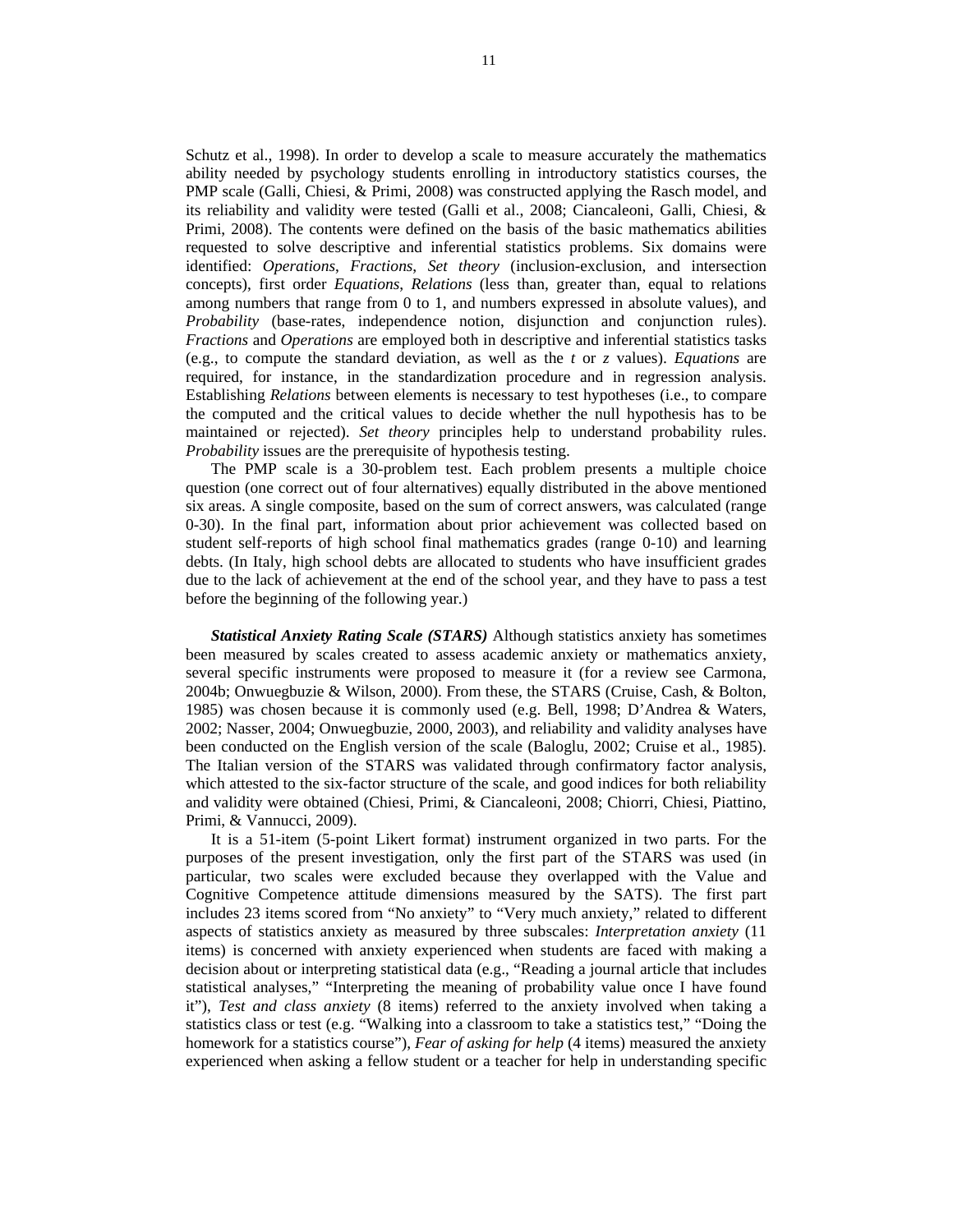Schutz et al., 1998). In order to develop a scale to measure accurately the mathematics ability needed by psychology students enrolling in introductory statistics courses, the PMP scale (Galli, Chiesi, & Primi, 2008) was constructed applying the Rasch model, and its reliability and validity were tested (Galli et al., 2008; Ciancaleoni, Galli, Chiesi, & Primi, 2008). The contents were defined on the basis of the basic mathematics abilities requested to solve descriptive and inferential statistics problems. Six domains were identified: *Operations*, *Fractions*, *Set theory* (inclusion-exclusion, and intersection concepts), first order *Equations*, *Relations* (less than, greater than, equal to relations among numbers that range from 0 to 1, and numbers expressed in absolute values), and *Probability* (base-rates, independence notion, disjunction and conjunction rules). *Fractions* and *Operations* are employed both in descriptive and inferential statistics tasks (e.g., to compute the standard deviation, as well as the $t$ or $z$ values). *Equations* are required, for instance, in the standardization procedure and in regression analysis. Establishing *Relations* between elements is necessary to test hypotheses (i.e., to compare the computed and the critical values to decide whether the null hypothesis has to be maintained or rejected). *Set theory* principles help to understand probability rules. *Probability* issues are the prerequisite of hypothesis testing.

The PMP scale is a 30-problem test. Each problem presents a multiple choice question (one correct out of four alternatives) equally distributed in the above mentioned six areas. A single composite, based on the sum of correct answers, was calculated (range 0-30). In the final part, information about prior achievement was collected based on student self-reports of high school final mathematics grades (range 0-10) and learning debts. (In Italy, high school debts are allocated to students who have insufficient grades due to the lack of achievement at the end of the school year, and they have to pass a test before the beginning of the following year.)

***Statistical Anxiety Rating Scale (STARS)*** Although statistics anxiety has sometimes been measured by scales created to assess academic anxiety or mathematics anxiety, several specific instruments were proposed to measure it (for a review see Carmona, 2004b; Onwuegbuzie & Wilson, 2000). From these, the STARS (Cruise, Cash, & Bolton, 1985) was chosen because it is commonly used (e.g. Bell, 1998; D'Andrea & Waters, 2002; Nasser, 2004; Onwuegbuzie, 2000, 2003), and reliability and validity analyses have been conducted on the English version of the scale (Baloglu, 2002; Cruise et al., 1985). The Italian version of the STARS was validated through confirmatory factor analysis, which attested to the six-factor structure of the scale, and good indices for both reliability and validity were obtained (Chiesi, Primi, & Ciancaleoni, 2008; Chiorri, Chiesi, Piattino, Primi, & Vannucci, 2009).

It is a 51-item (5-point Likert format) instrument organized in two parts. For the purposes of the present investigation, only the first part of the STARS was used (in particular, two scales were excluded because they overlapped with the Value and Cognitive Competence attitude dimensions measured by the SATS). The first part includes 23 items scored from "No anxiety" to "Very much anxiety," related to different aspects of statistics anxiety as measured by three subscales: *Interpretation anxiety* (11 items) is concerned with anxiety experienced when students are faced with making a decision about or interpreting statistical data (e.g., "Reading a journal article that includes statistical analyses," "Interpreting the meaning of probability value once I have found it"), *Test and class anxiety* (8 items) referred to the anxiety involved when taking a statistics class or test (e.g. "Walking into a classroom to take a statistics test," "Doing the homework for a statistics course"), *Fear of asking for help* (4 items) measured the anxiety experienced when asking a fellow student or a teacher for help in understanding specific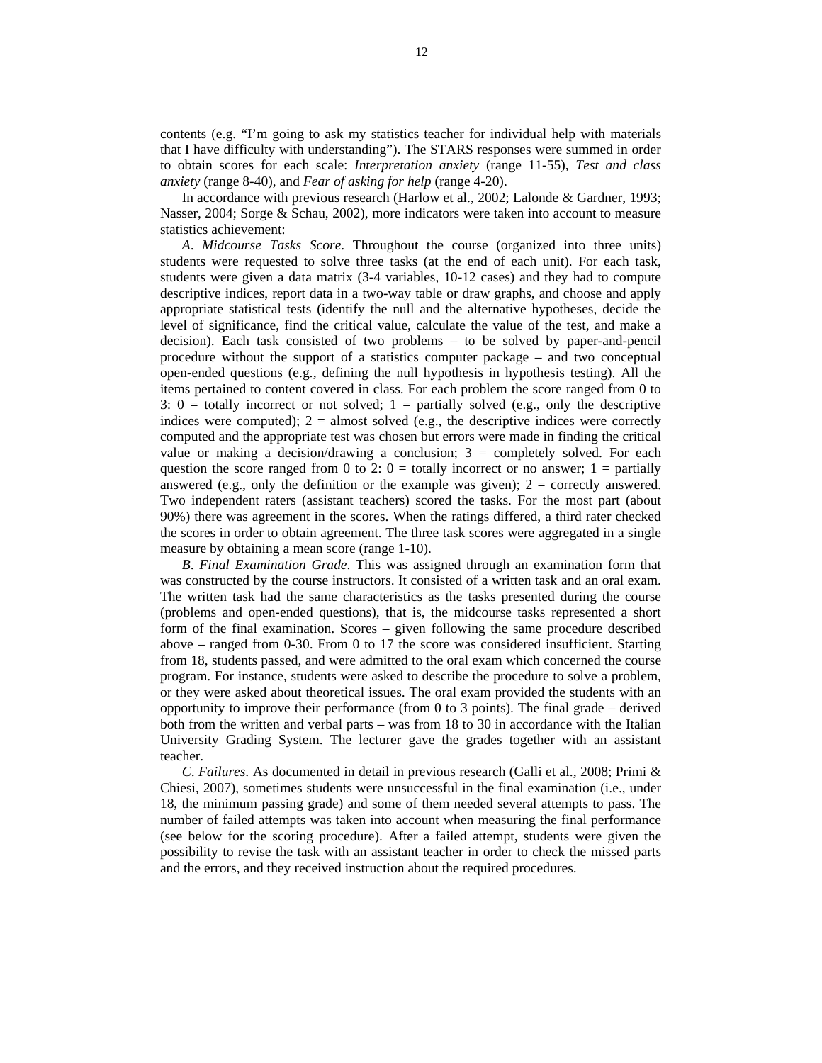contents (e.g. “I’m going to ask my statistics teacher for individual help with materials that I have difficulty with understanding”). The STARS responses were summed in order to obtain scores for each scale: *Interpretation anxiety* (range 11-55), *Test and class anxiety* (range 8-40), and *Fear of asking for help* (range 4-20).

In accordance with previous research (Harlow et al., 2002; Lalonde & Gardner, 1993; Nasser, 2004; Sorge & Schau, 2002), more indicators were taken into account to measure statistics achievement:

*A. Midcourse Tasks Score*. Throughout the course (organized into three units) students were requested to solve three tasks (at the end of each unit). For each task, students were given a data matrix (3-4 variables, 10-12 cases) and they had to compute descriptive indices, report data in a two-way table or draw graphs, and choose and apply appropriate statistical tests (identify the null and the alternative hypotheses, decide the level of significance, find the critical value, calculate the value of the test, and make a decision). Each task consisted of two problems – to be solved by paper-and-pencil procedure without the support of a statistics computer package – and two conceptual open-ended questions (e.g., defining the null hypothesis in hypothesis testing). All the items pertained to content covered in class. For each problem the score ranged from 0 to 3: 0 = totally incorrect or not solved; 1 = partially solved (e.g., only the descriptive indices were computed); 2 = almost solved (e.g., the descriptive indices were correctly computed and the appropriate test was chosen but errors were made in finding the critical value or making a decision/drawing a conclusion; 3 = completely solved. For each question the score ranged from 0 to 2: 0 = totally incorrect or no answer; 1 = partially answered (e.g., only the definition or the example was given); 2 = correctly answered. Two independent raters (assistant teachers) scored the tasks. For the most part (about 90%) there was agreement in the scores. When the ratings differed, a third rater checked the scores in order to obtain agreement. The three task scores were aggregated in a single measure by obtaining a mean score (range 1-10).

*B. Final Examination Grade*. This was assigned through an examination form that was constructed by the course instructors. It consisted of a written task and an oral exam. The written task had the same characteristics as the tasks presented during the course (problems and open-ended questions), that is, the midcourse tasks represented a short form of the final examination. Scores – given following the same procedure described above – ranged from 0-30. From 0 to 17 the score was considered insufficient. Starting from 18, students passed, and were admitted to the oral exam which concerned the course program. For instance, students were asked to describe the procedure to solve a problem, or they were asked about theoretical issues. The oral exam provided the students with an opportunity to improve their performance (from 0 to 3 points). The final grade – derived both from the written and verbal parts – was from 18 to 30 in accordance with the Italian University Grading System. The lecturer gave the grades together with an assistant teacher.

*C. Failures*. As documented in detail in previous research (Galli et al., 2008; Primi & Chiesi, 2007), sometimes students were unsuccessful in the final examination (i.e., under 18, the minimum passing grade) and some of them needed several attempts to pass. The number of failed attempts was taken into account when measuring the final performance (see below for the scoring procedure). After a failed attempt, students were given the possibility to revise the task with an assistant teacher in order to check the missed parts and the errors, and they received instruction about the required procedures.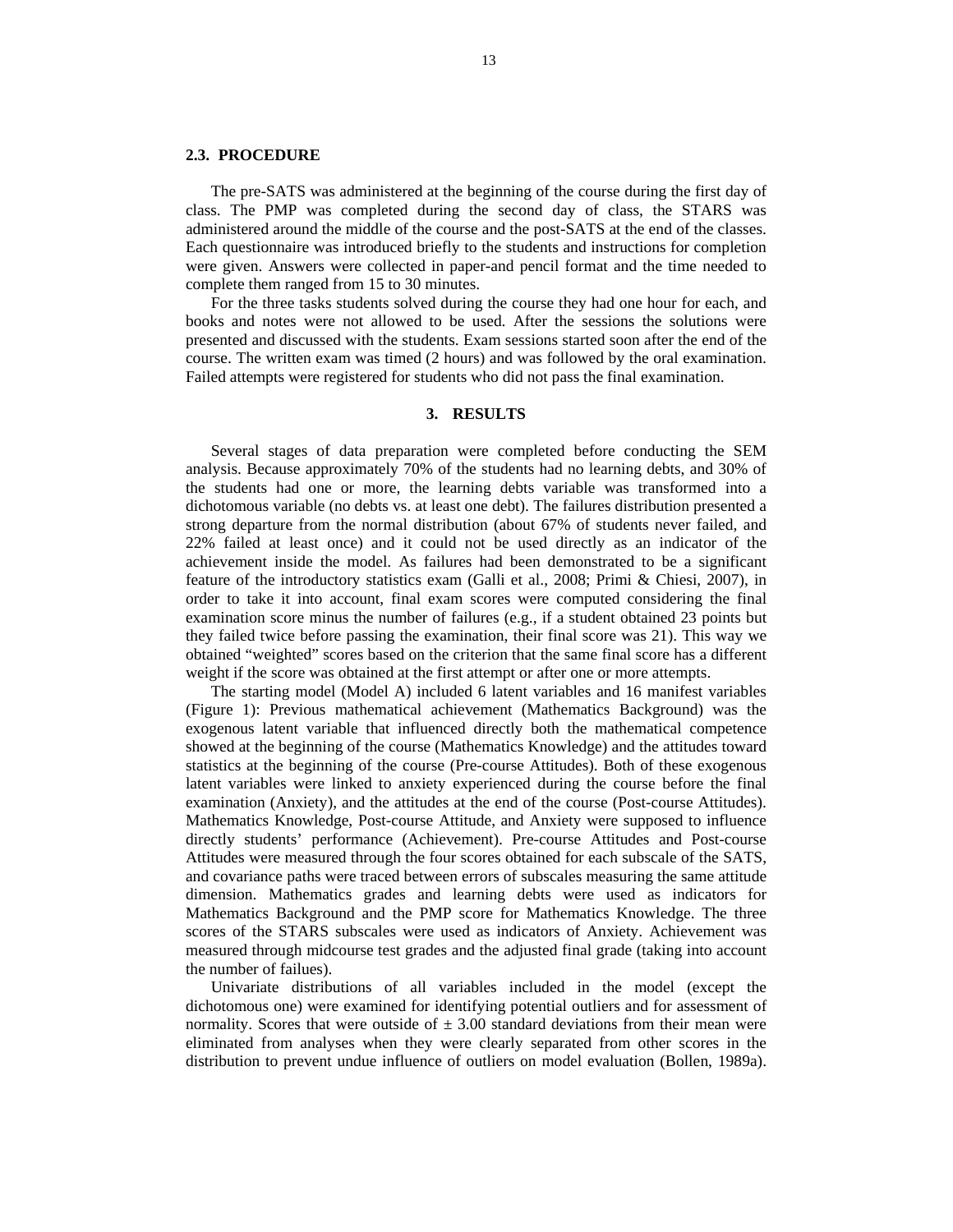### 2.3. PROCEDURE

The pre-SATS was administered at the beginning of the course during the first day of class. The PMP was completed during the second day of class, the STARS was administered around the middle of the course and the post-SATS at the end of the classes. Each questionnaire was introduced briefly to the students and instructions for completion were given. Answers were collected in paper-and pencil format and the time needed to complete them ranged from 15 to 30 minutes.

For the three tasks students solved during the course they had one hour for each, and books and notes were not allowed to be used. After the sessions the solutions were presented and discussed with the students. Exam sessions started soon after the end of the course. The written exam was timed (2 hours) and was followed by the oral examination. Failed attempts were registered for students who did not pass the final examination.

## 3. RESULTS

Several stages of data preparation were completed before conducting the SEM analysis. Because approximately 70% of the students had no learning debts, and 30% of the students had one or more, the learning debts variable was transformed into a dichotomous variable (no debts vs. at least one debt). The failures distribution presented a strong departure from the normal distribution (about 67% of students never failed, and 22% failed at least once) and it could not be used directly as an indicator of the achievement inside the model. As failures had been demonstrated to be a significant feature of the introductory statistics exam (Galli et al., 2008; Primi & Chiesi, 2007), in order to take it into account, final exam scores were computed considering the final examination score minus the number of failures (e.g., if a student obtained 23 points but they failed twice before passing the examination, their final score was 21). This way we obtained "weighted" scores based on the criterion that the same final score has a different weight if the score was obtained at the first attempt or after one or more attempts.

The starting model (Model A) included 6 latent variables and 16 manifest variables (Figure 1): Previous mathematical achievement (Mathematics Background) was the exogenous latent variable that influenced directly both the mathematical competence showed at the beginning of the course (Mathematics Knowledge) and the attitudes toward statistics at the beginning of the course (Pre-course Attitudes). Both of these exogenous latent variables were linked to anxiety experienced during the course before the final examination (Anxiety), and the attitudes at the end of the course (Post-course Attitudes). Mathematics Knowledge, Post-course Attitude, and Anxiety were supposed to influence directly students' performance (Achievement). Pre-course Attitudes and Post-course Attitudes were measured through the four scores obtained for each subscale of the SATS, and covariance paths were traced between errors of subscales measuring the same attitude dimension. Mathematics grades and learning debts were used as indicators for Mathematics Background and the PMP score for Mathematics Knowledge. The three scores of the STARS subscales were used as indicators of Anxiety. Achievement was measured through midcourse test grades and the adjusted final grade (taking into account the number of failues).

Univariate distributions of all variables included in the model (except the dichotomous one) were examined for identifying potential outliers and for assessment of normality. Scores that were outside of $\pm$ 3.00 standard deviations from their mean were eliminated from analyses when they were clearly separated from other scores in the distribution to prevent undue influence of outliers on model evaluation (Bollen, 1989a).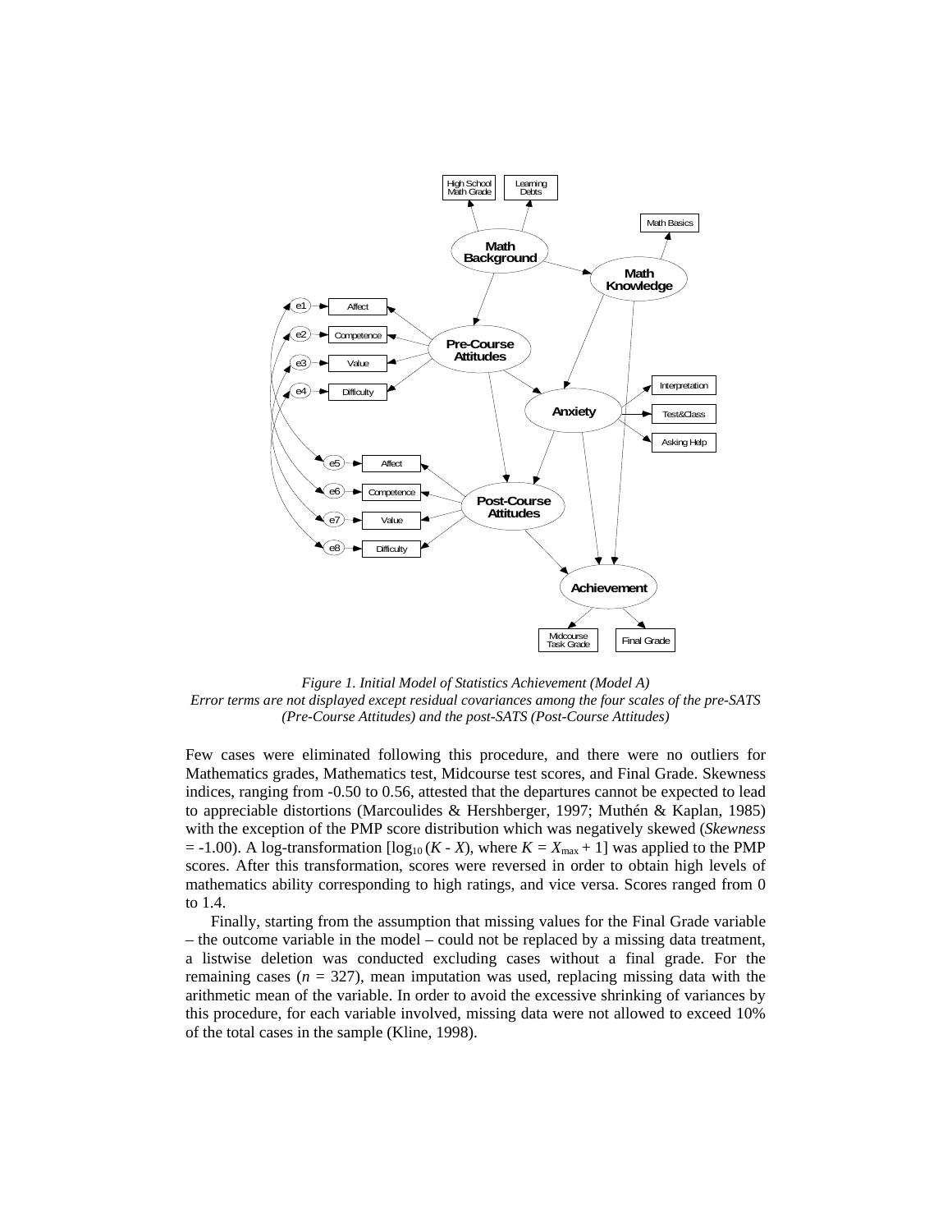*Figure 1. Initial Model of Statistics Achievement (Model A)*
*Error terms are not displayed except residual covariances among the four scales of the pre-SATS (Pre-Course Attitudes) and the post-SATS (Post-Course Attitudes)*

Few cases were eliminated following this procedure, and there were no outliers for Mathematics grades, Mathematics test, Midcourse test scores, and Final Grade. Skewness indices, ranging from -0.50 to 0.56, attested that the departures cannot be expected to lead to appreciable distortions (Marcoulides & Hershberger, 1997; Muthén & Kaplan, 1985) with the exception of the PMP score distribution which was negatively skewed (*Skewness* = -1.00). A log-transformation [$\log_{10}(K - X)$, where $K = X_{\max} + 1$] was applied to the PMP scores. After this transformation, scores were reversed in order to obtain high levels of mathematics ability corresponding to high ratings, and vice versa. Scores ranged from 0 to 1.4.

Finally, starting from the assumption that missing values for the Final Grade variable – the outcome variable in the model – could not be replaced by a missing data treatment, a listwise deletion was conducted excluding cases without a final grade. For the remaining cases ($n$ = 327), mean imputation was used, replacing missing data with the arithmetic mean of the variable. In order to avoid the excessive shrinking of variances by this procedure, for each variable involved, missing data were not allowed to exceed 10% of the total cases in the sample (Kline, 1998).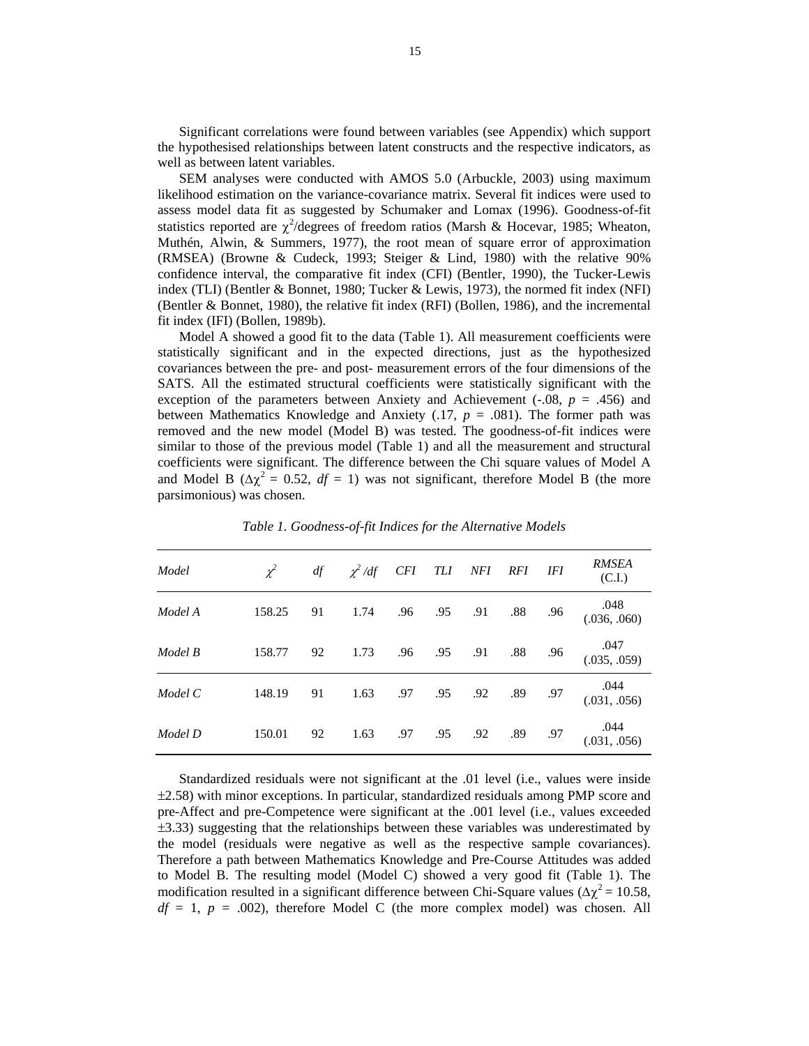Significant correlations were found between variables (see Appendix) which support the hypothesised relationships between latent constructs and the respective indicators, as well as between latent variables.

SEM analyses were conducted with AMOS 5.0 (Arbuckle, 2003) using maximum likelihood estimation on the variance-covariance matrix. Several fit indices were used to assess model data fit as suggested by Schumaker and Lomax (1996). Goodness-of-fit statistics reported are $\chi^2$/degrees of freedom ratios (Marsh & Hocevar, 1985; Wheaton, Muthén, Alwin, & Summers, 1977), the root mean of square error of approximation (RMSEA) (Browne & Cudeck, 1993; Steiger & Lind, 1980) with the relative 90% confidence interval, the comparative fit index (CFI) (Bentler, 1990), the Tucker-Lewis index (TLI) (Bentler & Bonnet, 1980; Tucker & Lewis, 1973), the normed fit index (NFI) (Bentler & Bonnet, 1980), the relative fit index (RFI) (Bollen, 1986), and the incremental fit index (IFI) (Bollen, 1989b).

Model A showed a good fit to the data (Table 1). All measurement coefficients were statistically significant and in the expected directions, just as the hypothesized covariances between the pre- and post- measurement errors of the four dimensions of the SATS. All the estimated structural coefficients were statistically significant with the exception of the parameters between Anxiety and Achievement (-.08, $p$ = .456) and between Mathematics Knowledge and Anxiety (.17, $p$ = .081). The former path was removed and the new model (Model B) was tested. The goodness-of-fit indices were similar to those of the previous model (Table 1) and all the measurement and structural coefficients were significant. The difference between the Chi square values of Model A and Model B ($\Delta\chi^2$ = 0.52, $df$ = 1) was not significant, therefore Model B (the more parsimonious) was chosen.

*Table 1. Goodness-of-fit Indices for the Alternative Models*

| *Model* | $\chi^2$ | *df* | $\chi^2/df$ | *CFI* | *TLI* | *NFI* | *RFI* | *IFI* | *RMSEA* (C.I.) |
|---|---|---|---|---|---|---|---|---|---|
| *Model A* | 158.25 | 91 | 1.74 | .96 | .95 | .91 | .88 | .96 | .048 (.036, .060) |
| *Model B* | 158.77 | 92 | 1.73 | .96 | .95 | .91 | .88 | .96 | .047 (.035, .059) |
| *Model C* | 148.19 | 91 | 1.63 | .97 | .95 | .92 | .89 | .97 | .044 (.031, .056) |
| *Model D* | 150.01 | 92 | 1.63 | .97 | .95 | .92 | .89 | .97 | .044 (.031, .056) |

Standardized residuals were not significant at the .01 level (i.e., values were inside ±2.58) with minor exceptions. In particular, standardized residuals among PMP score and pre-Affect and pre-Competence were significant at the .001 level (i.e., values exceeded ±3.33) suggesting that the relationships between these variables was underestimated by the model (residuals were negative as well as the respective sample covariances). Therefore a path between Mathematics Knowledge and Pre-Course Attitudes was added to Model B. The resulting model (Model C) showed a very good fit (Table 1). The modification resulted in a significant difference between Chi-Square values ($\Delta\chi^2$ = 10.58, $df$ = 1, $p$ = .002), therefore Model C (the more complex model) was chosen. All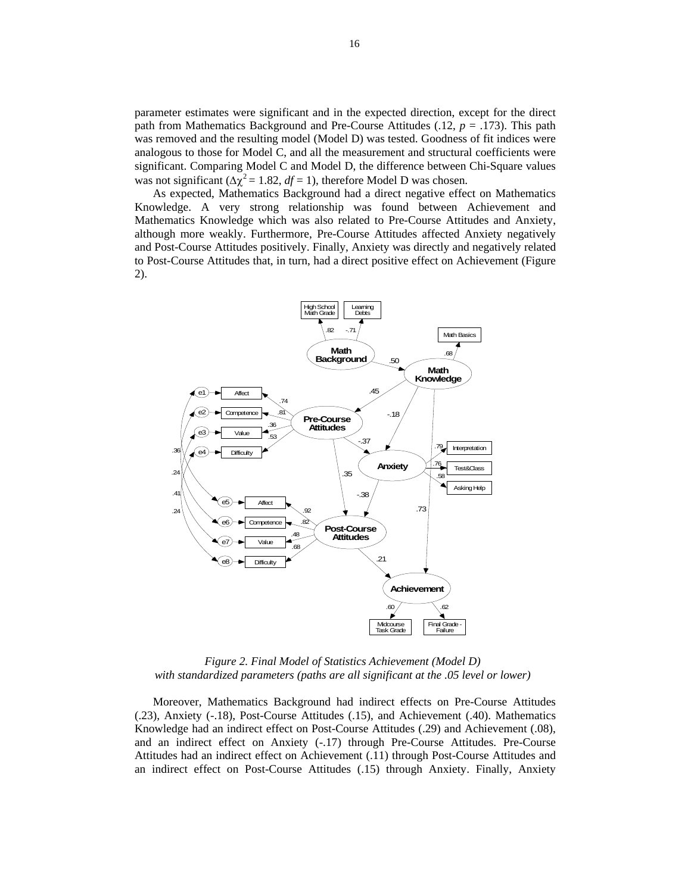parameter estimates were significant and in the expected direction, except for the direct path from Mathematics Background and Pre-Course Attitudes (.12, $p$ = .173). This path was removed and the resulting model (Model D) was tested. Goodness of fit indices were analogous to those for Model C, and all the measurement and structural coefficients were significant. Comparing Model C and Model D, the difference between Chi-Square values was not significant ($\Delta\chi^2 = 1.82$, $df = 1$), therefore Model D was chosen.

As expected, Mathematics Background had a direct negative effect on Mathematics Knowledge. A very strong relationship was found between Achievement and Mathematics Knowledge which was also related to Pre-Course Attitudes and Anxiety, although more weakly. Furthermore, Pre-Course Attitudes affected Anxiety negatively and Post-Course Attitudes positively. Finally, Anxiety was directly and negatively related to Post-Course Attitudes that, in turn, had a direct positive effect on Achievement (Figure 2).

*Figure 2. Final Model of Statistics Achievement (Model D) with standardized parameters (paths are all significant at the .05 level or lower)*

Moreover, Mathematics Background had indirect effects on Pre-Course Attitudes (.23), Anxiety (-.18), Post-Course Attitudes (.15), and Achievement (.40). Mathematics Knowledge had an indirect effect on Post-Course Attitudes (.29) and Achievement (.08), and an indirect effect on Anxiety (-.17) through Pre-Course Attitudes. Pre-Course Attitudes had an indirect effect on Achievement (.11) through Post-Course Attitudes and an indirect effect on Post-Course Attitudes (.15) through Anxiety. Finally, Anxiety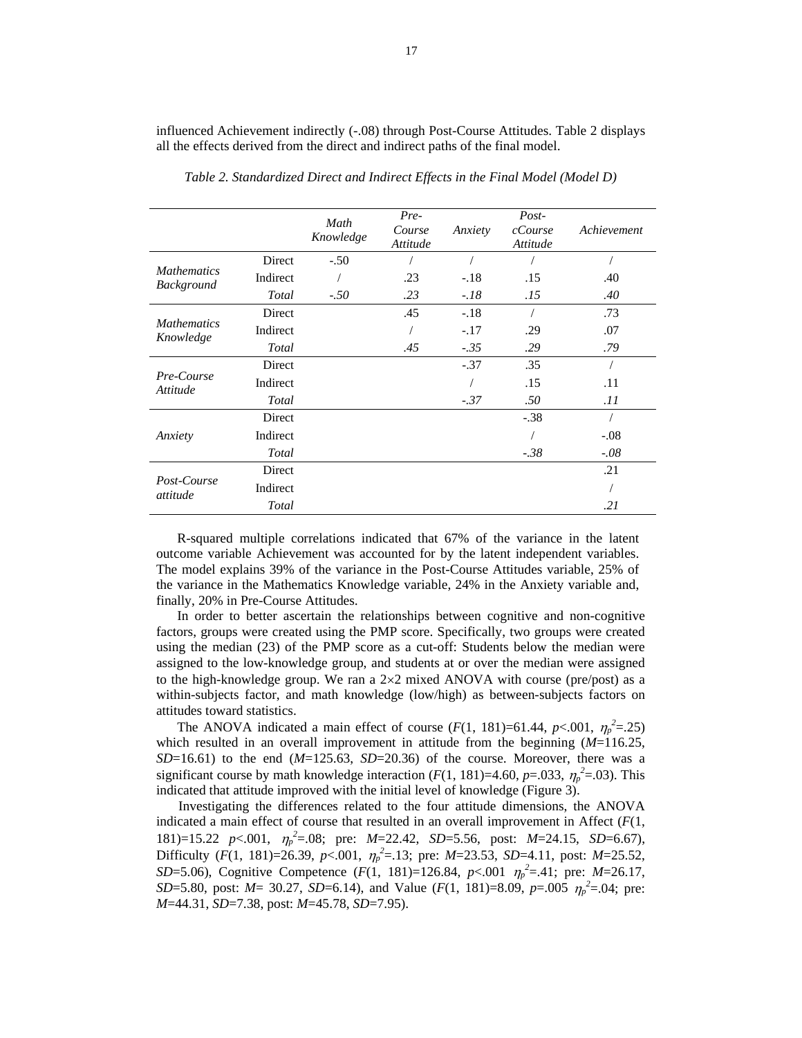influenced Achievement indirectly (-.08) through Post-Course Attitudes. Table 2 displays all the effects derived from the direct and indirect paths of the final model.

*Table 2. Standardized Direct and Indirect Effects in the Final Model (Model D)*

| | | *Math Knowledge* | *Pre-Course Attitude* | *Anxiety* | *Post-cCourse Attitude* | *Achievement* |
|---|---|---|---|---|---|---|
| *Mathematics Background* | Direct | -.50 | / | / | / | / |
| | Indirect | / | .23 | -.18 | .15 | .40 |
| | *Total* | *-.50* | *.23* | *-.18* | *.15* | *.40* |
| *Mathematics Knowledge* | Direct | | .45 | -.18 | / | .73 |
| | Indirect | | / | -.17 | .29 | .07 |
| | *Total* | | *.45* | *-.35* | *.29* | *.79* |
| *Pre-Course Attitude* | Direct | | | -.37 | .35 | / |
| | Indirect | | | / | .15 | .11 |
| | *Total* | | | *-.37* | *.50* | *.11* |
| *Anxiety* | Direct | | | | -.38 | / |
| | Indirect | | | | / | -.08 |
| | *Total* | | | | *-.38* | *-.08* |
| *Post-Course attitude* | Direct | | | | | .21 |
| | Indirect | | | | | / |
| | *Total* | | | | | *.21* |

R-squared multiple correlations indicated that 67% of the variance in the latent outcome variable Achievement was accounted for by the latent independent variables. The model explains 39% of the variance in the Post-Course Attitudes variable, 25% of the variance in the Mathematics Knowledge variable, 24% in the Anxiety variable and, finally, 20% in Pre-Course Attitudes.

In order to better ascertain the relationships between cognitive and non-cognitive factors, groups were created using the PMP score. Specifically, two groups were created using the median (23) of the PMP score as a cut-off: Students below the median were assigned to the low-knowledge group, and students at or over the median were assigned to the high-knowledge group. We ran a 2×2 mixed ANOVA with course (pre/post) as a within-subjects factor, and math knowledge (low/high) as between-subjects factors on attitudes toward statistics.

The ANOVA indicated a main effect of course ($F$(1, 181)=61.44, $p$<.001, $\eta_p^2$=.25) which resulted in an overall improvement in attitude from the beginning ($M$=116.25, $SD$=16.61) to the end ($M$=125.63, $SD$=20.36) of the course. Moreover, there was a significant course by math knowledge interaction ($F$(1, 181)=4.60, $p$=.033, $\eta_p^2$=.03). This indicated that attitude improved with the initial level of knowledge (Figure 3).

Investigating the differences related to the four attitude dimensions, the ANOVA indicated a main effect of course that resulted in an overall improvement in Affect ($F$(1, 181)=15.22 $p$<.001, $\eta_p^2$=.08; pre: $M$=22.42, $SD$=5.56, post: $M$=24.15, $SD$=6.67), Difficulty ($F$(1, 181)=26.39, $p$<.001, $\eta_p^2$=.13; pre: $M$=23.53, $SD$=4.11, post: $M$=25.52, $SD$=5.06), Cognitive Competence ($F$(1, 181)=126.84, $p$<.001 $\eta_p^2$=.41; pre: $M$=26.17, $SD$=5.80, post: $M$= 30.27, $SD$=6.14), and Value ($F$(1, 181)=8.09, $p$=.005 $\eta_p^2$=.04; pre: $M$=44.31, $SD$=7.38, post: $M$=45.78, $SD$=7.95).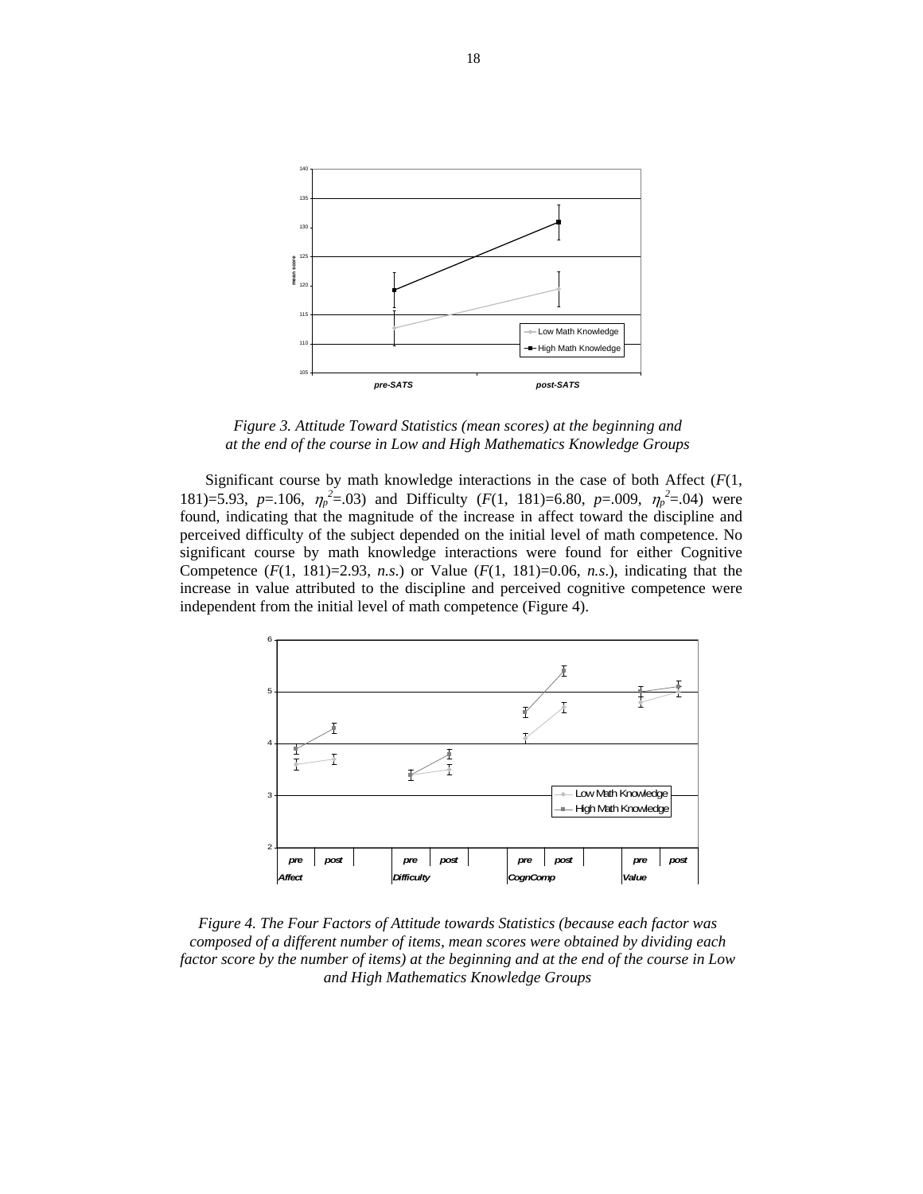*Figure 3. Attitude Toward Statistics (mean scores) at the beginning and at the end of the course in Low and High Mathematics Knowledge Groups*

Significant course by math knowledge interactions in the case of both Affect ($F$(1, 181)=5.93, $p$=.106, $\eta_p^2$=.03) and Difficulty ($F$(1, 181)=6.80, $p$=.009, $\eta_p^2$=.04) were found, indicating that the magnitude of the increase in affect toward the discipline and perceived difficulty of the subject depended on the initial level of math competence. No significant course by math knowledge interactions were found for either Cognitive Competence ($F$(1, 181)=2.93, *n.s.*) or Value ($F$(1, 181)=0.06, *n.s.*), indicating that the increase in value attributed to the discipline and perceived cognitive competence were independent from the initial level of math competence (Figure 4).

*Figure 4. The Four Factors of Attitude towards Statistics (because each factor was composed of a different number of items, mean scores were obtained by dividing each factor score by the number of items) at the beginning and at the end of the course in Low and High Mathematics Knowledge Groups*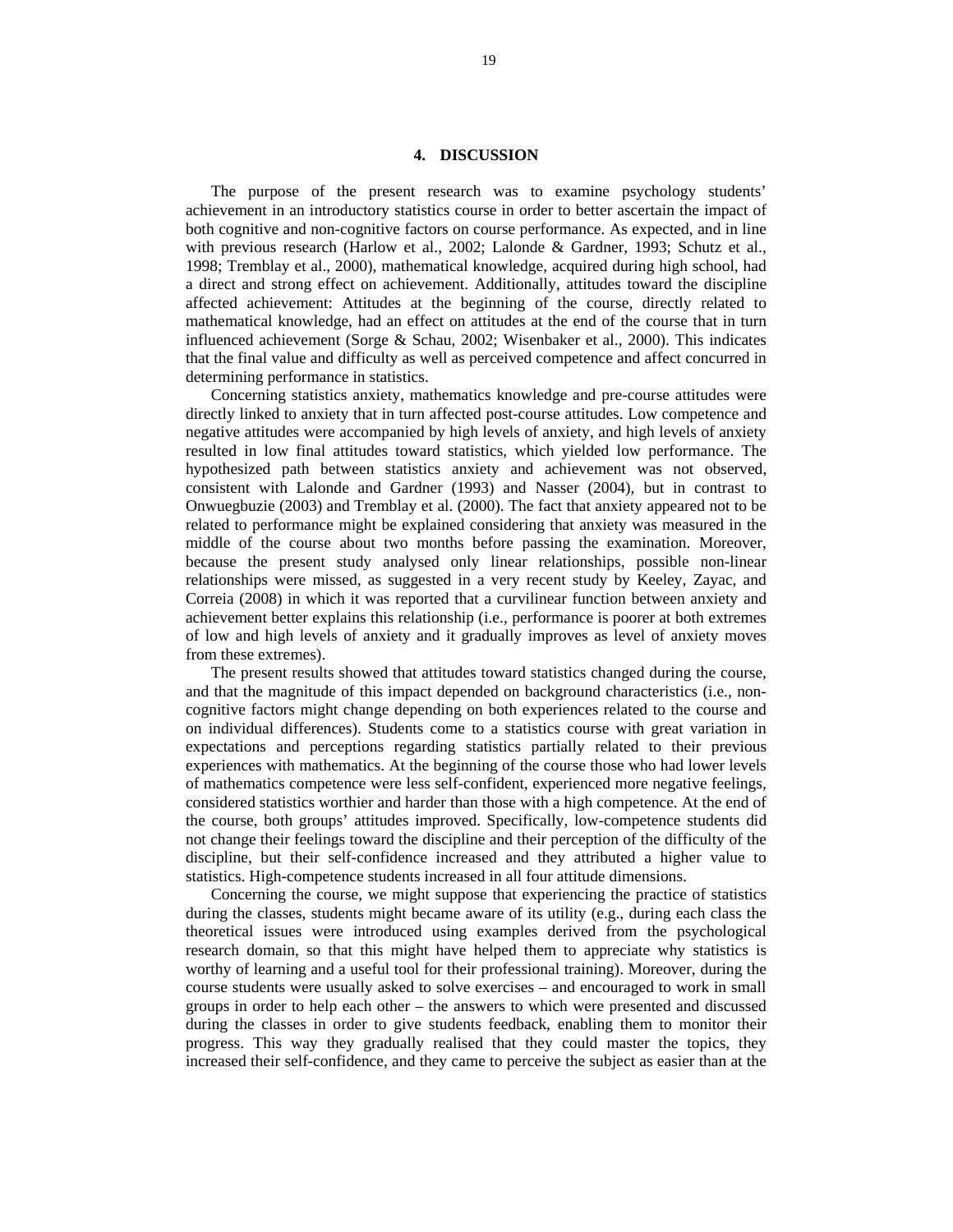## 4. DISCUSSION

The purpose of the present research was to examine psychology students' achievement in an introductory statistics course in order to better ascertain the impact of both cognitive and non-cognitive factors on course performance. As expected, and in line with previous research (Harlow et al., 2002; Lalonde & Gardner, 1993; Schutz et al., 1998; Tremblay et al., 2000), mathematical knowledge, acquired during high school, had a direct and strong effect on achievement. Additionally, attitudes toward the discipline affected achievement: Attitudes at the beginning of the course, directly related to mathematical knowledge, had an effect on attitudes at the end of the course that in turn influenced achievement (Sorge & Schau, 2002; Wisenbaker et al., 2000). This indicates that the final value and difficulty as well as perceived competence and affect concurred in determining performance in statistics.

Concerning statistics anxiety, mathematics knowledge and pre-course attitudes were directly linked to anxiety that in turn affected post-course attitudes. Low competence and negative attitudes were accompanied by high levels of anxiety, and high levels of anxiety resulted in low final attitudes toward statistics, which yielded low performance. The hypothesized path between statistics anxiety and achievement was not observed, consistent with Lalonde and Gardner (1993) and Nasser (2004), but in contrast to Onwuegbuzie (2003) and Tremblay et al. (2000). The fact that anxiety appeared not to be related to performance might be explained considering that anxiety was measured in the middle of the course about two months before passing the examination. Moreover, because the present study analysed only linear relationships, possible non-linear relationships were missed, as suggested in a very recent study by Keeley, Zayac, and Correia (2008) in which it was reported that a curvilinear function between anxiety and achievement better explains this relationship (i.e., performance is poorer at both extremes of low and high levels of anxiety and it gradually improves as level of anxiety moves from these extremes).

The present results showed that attitudes toward statistics changed during the course, and that the magnitude of this impact depended on background characteristics (i.e., non-cognitive factors might change depending on both experiences related to the course and on individual differences). Students come to a statistics course with great variation in expectations and perceptions regarding statistics partially related to their previous experiences with mathematics. At the beginning of the course those who had lower levels of mathematics competence were less self-confident, experienced more negative feelings, considered statistics worthier and harder than those with a high competence. At the end of the course, both groups' attitudes improved. Specifically, low-competence students did not change their feelings toward the discipline and their perception of the difficulty of the discipline, but their self-confidence increased and they attributed a higher value to statistics. High-competence students increased in all four attitude dimensions.

Concerning the course, we might suppose that experiencing the practice of statistics during the classes, students might became aware of its utility (e.g., during each class the theoretical issues were introduced using examples derived from the psychological research domain, so that this might have helped them to appreciate why statistics is worthy of learning and a useful tool for their professional training). Moreover, during the course students were usually asked to solve exercises – and encouraged to work in small groups in order to help each other – the answers to which were presented and discussed during the classes in order to give students feedback, enabling them to monitor their progress. This way they gradually realised that they could master the topics, they increased their self-confidence, and they came to perceive the subject as easier than at the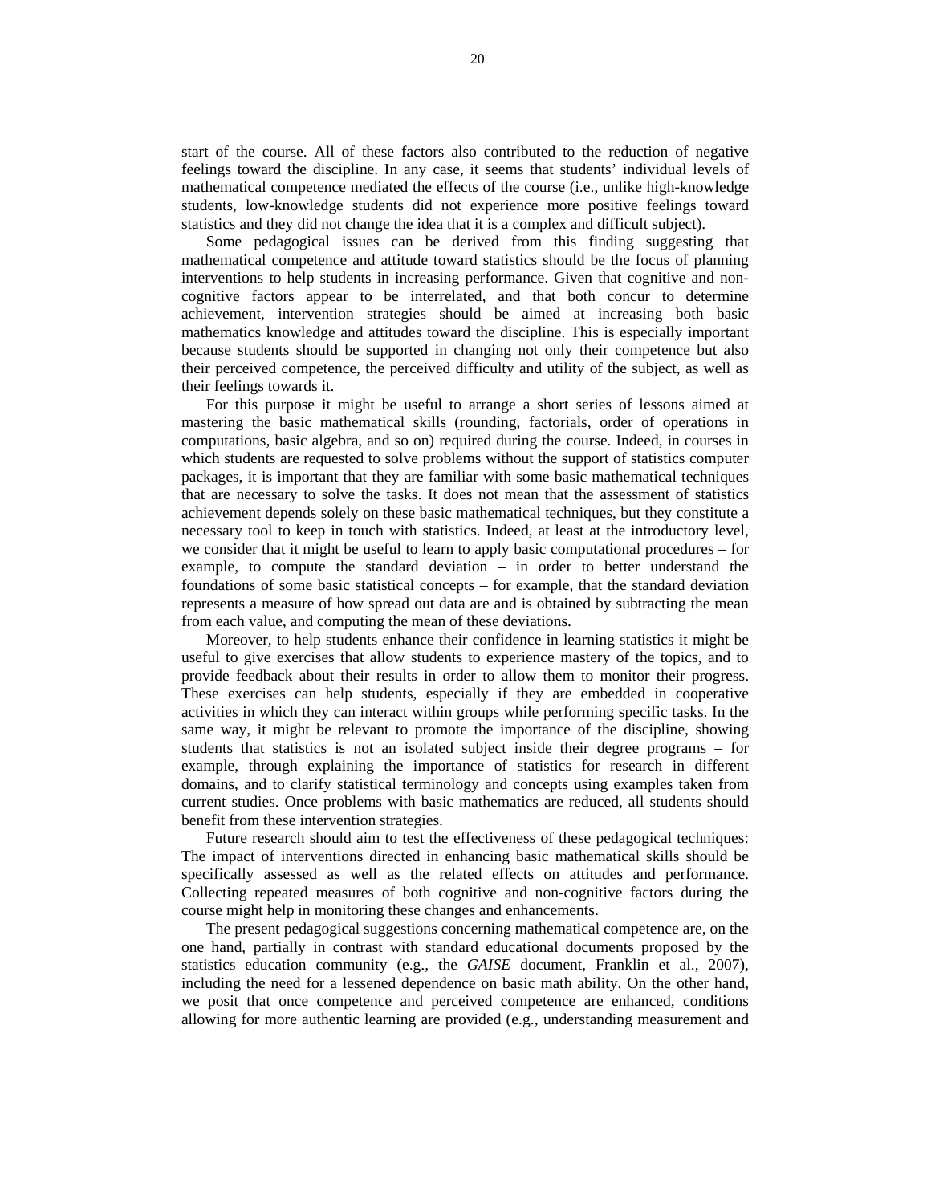start of the course. All of these factors also contributed to the reduction of negative feelings toward the discipline. In any case, it seems that students' individual levels of mathematical competence mediated the effects of the course (i.e., unlike high-knowledge students, low-knowledge students did not experience more positive feelings toward statistics and they did not change the idea that it is a complex and difficult subject).

Some pedagogical issues can be derived from this finding suggesting that mathematical competence and attitude toward statistics should be the focus of planning interventions to help students in increasing performance. Given that cognitive and non-cognitive factors appear to be interrelated, and that both concur to determine achievement, intervention strategies should be aimed at increasing both basic mathematics knowledge and attitudes toward the discipline. This is especially important because students should be supported in changing not only their competence but also their perceived competence, the perceived difficulty and utility of the subject, as well as their feelings towards it.

For this purpose it might be useful to arrange a short series of lessons aimed at mastering the basic mathematical skills (rounding, factorials, order of operations in computations, basic algebra, and so on) required during the course. Indeed, in courses in which students are requested to solve problems without the support of statistics computer packages, it is important that they are familiar with some basic mathematical techniques that are necessary to solve the tasks. It does not mean that the assessment of statistics achievement depends solely on these basic mathematical techniques, but they constitute a necessary tool to keep in touch with statistics. Indeed, at least at the introductory level, we consider that it might be useful to learn to apply basic computational procedures – for example, to compute the standard deviation – in order to better understand the foundations of some basic statistical concepts – for example, that the standard deviation represents a measure of how spread out data are and is obtained by subtracting the mean from each value, and computing the mean of these deviations.

Moreover, to help students enhance their confidence in learning statistics it might be useful to give exercises that allow students to experience mastery of the topics, and to provide feedback about their results in order to allow them to monitor their progress. These exercises can help students, especially if they are embedded in cooperative activities in which they can interact within groups while performing specific tasks. In the same way, it might be relevant to promote the importance of the discipline, showing students that statistics is not an isolated subject inside their degree programs – for example, through explaining the importance of statistics for research in different domains, and to clarify statistical terminology and concepts using examples taken from current studies. Once problems with basic mathematics are reduced, all students should benefit from these intervention strategies.

Future research should aim to test the effectiveness of these pedagogical techniques: The impact of interventions directed in enhancing basic mathematical skills should be specifically assessed as well as the related effects on attitudes and performance. Collecting repeated measures of both cognitive and non-cognitive factors during the course might help in monitoring these changes and enhancements.

The present pedagogical suggestions concerning mathematical competence are, on the one hand, partially in contrast with standard educational documents proposed by the statistics education community (e.g., the *GAISE* document, Franklin et al., 2007), including the need for a lessened dependence on basic math ability. On the other hand, we posit that once competence and perceived competence are enhanced, conditions allowing for more authentic learning are provided (e.g., understanding measurement and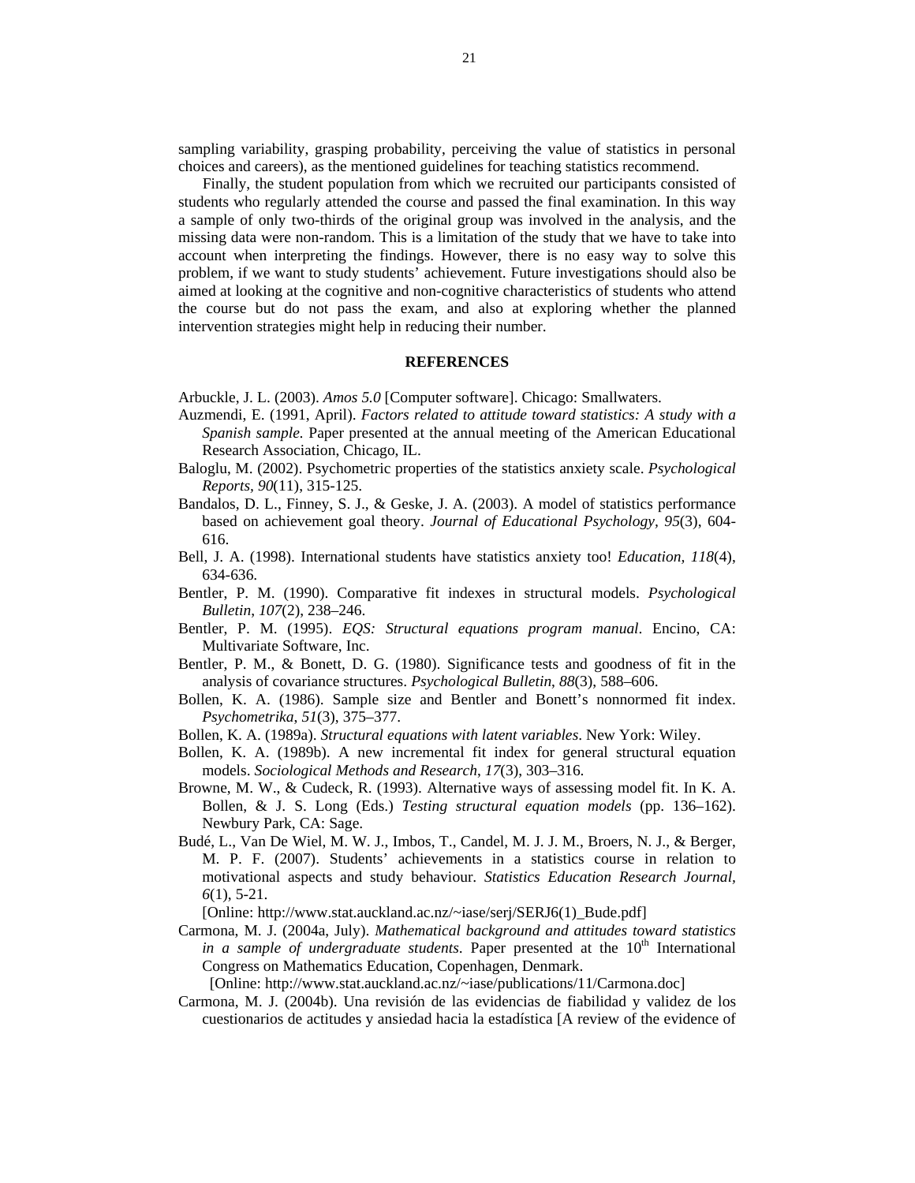sampling variability, grasping probability, perceiving the value of statistics in personal choices and careers), as the mentioned guidelines for teaching statistics recommend.

Finally, the student population from which we recruited our participants consisted of students who regularly attended the course and passed the final examination. In this way a sample of only two-thirds of the original group was involved in the analysis, and the missing data were non-random. This is a limitation of the study that we have to take into account when interpreting the findings. However, there is no easy way to solve this problem, if we want to study students' achievement. Future investigations should also be aimed at looking at the cognitive and non-cognitive characteristics of students who attend the course but do not pass the exam, and also at exploring whether the planned intervention strategies might help in reducing their number.

## REFERENCES

Arbuckle, J. L. (2003). *Amos 5.0* [Computer software]. Chicago: Smallwaters.

Auzmendi, E. (1991, April). *Factors related to attitude toward statistics: A study with a Spanish sample.* Paper presented at the annual meeting of the American Educational Research Association, Chicago, IL.

Baloglu, M. (2002). Psychometric properties of the statistics anxiety scale. *Psychological Reports, 90*(11), 315-125.

Bandalos, D. L., Finney, S. J., & Geske, J. A. (2003). A model of statistics performance based on achievement goal theory. *Journal of Educational Psychology, 95*(3), 604-616.

Bell, J. A. (1998). International students have statistics anxiety too! *Education, 118*(4), 634-636.

Bentler, P. M. (1990). Comparative fit indexes in structural models. *Psychological Bulletin, 107*(2), 238–246.

Bentler, P. M. (1995). *EQS: Structural equations program manual*. Encino, CA: Multivariate Software, Inc.

Bentler, P. M., & Bonett, D. G. (1980). Significance tests and goodness of fit in the analysis of covariance structures. *Psychological Bulletin, 88*(3), 588–606.

Bollen, K. A. (1986). Sample size and Bentler and Bonett's nonnormed fit index. *Psychometrika, 51*(3), 375–377.

Bollen, K. A. (1989a). *Structural equations with latent variables*. New York: Wiley.

Bollen, K. A. (1989b). A new incremental fit index for general structural equation models. *Sociological Methods and Research, 17*(3), 303–316.

Browne, M. W., & Cudeck, R. (1993). Alternative ways of assessing model fit. In K. A. Bollen, & J. S. Long (Eds.) *Testing structural equation models* (pp. 136–162). Newbury Park, CA: Sage.

Budé, L., Van De Wiel, M. W. J., Imbos, T., Candel, M. J. J. M., Broers, N. J., & Berger, M. P. F. (2007). Students' achievements in a statistics course in relation to motivational aspects and study behaviour. *Statistics Education Research Journal, 6*(1), 5-21.
[Online: http://www.stat.auckland.ac.nz/~iase/serj/SERJ6(1)_Bude.pdf]

Carmona, M. J. (2004a, July). *Mathematical background and attitudes toward statistics in a sample of undergraduate students*. Paper presented at the 10th International Congress on Mathematics Education, Copenhagen, Denmark.
[Online: http://www.stat.auckland.ac.nz/~iase/publications/11/Carmona.doc]

Carmona, M. J. (2004b). Una revisión de las evidencias de fiabilidad y validez de los cuestionarios de actitudes y ansiedad hacia la estadística [A review of the evidence of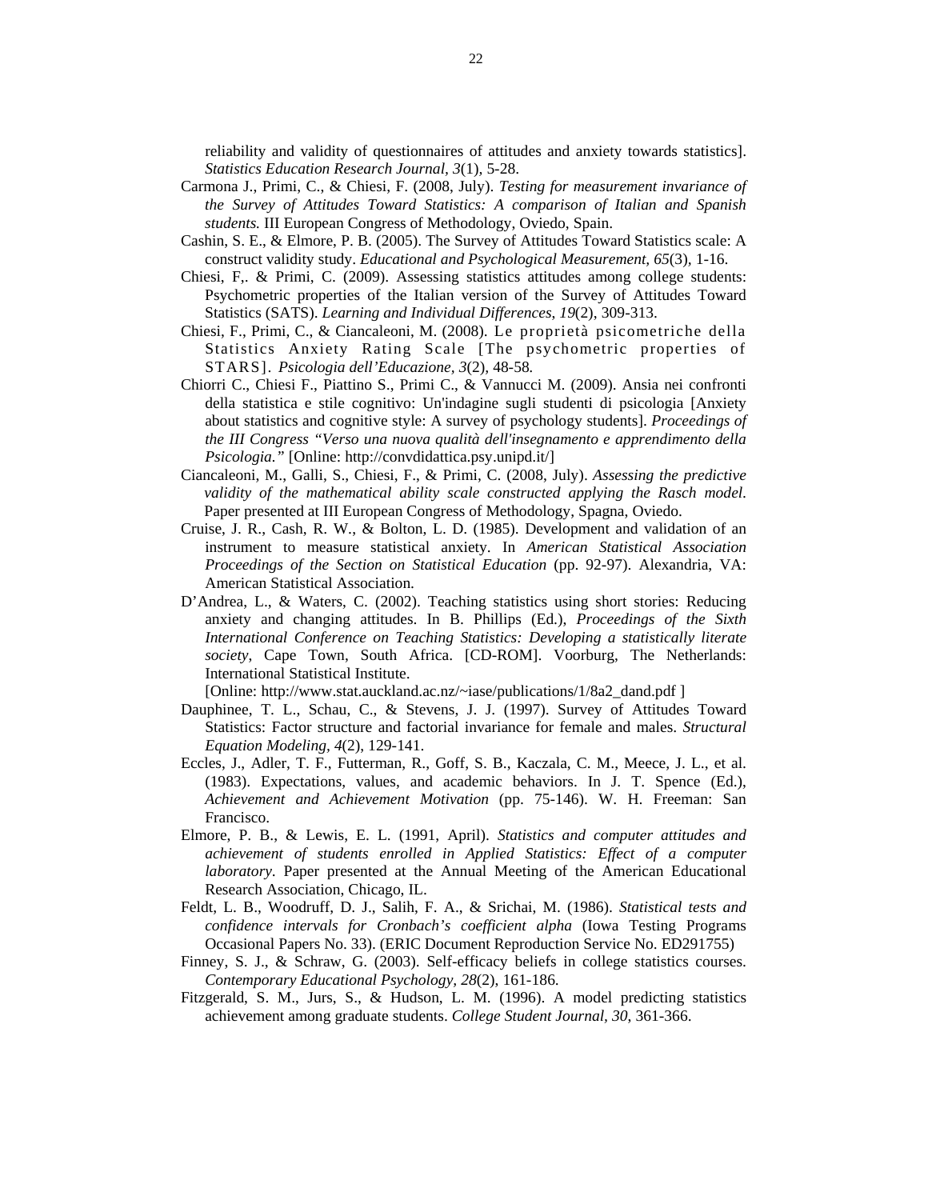reliability and validity of questionnaires of attitudes and anxiety towards statistics]. *Statistics Education Research Journal, 3*(1), 5-28.

Carmona J., Primi, C., & Chiesi, F. (2008, July). *Testing for measurement invariance of the Survey of Attitudes Toward Statistics: A comparison of Italian and Spanish students.* III European Congress of Methodology, Oviedo, Spain.

Cashin, S. E., & Elmore, P. B. (2005). The Survey of Attitudes Toward Statistics scale: A construct validity study. *Educational and Psychological Measurement, 65*(3), 1-16.

Chiesi, F,. & Primi, C. (2009). Assessing statistics attitudes among college students: Psychometric properties of the Italian version of the Survey of Attitudes Toward Statistics (SATS). *Learning and Individual Differences, 19*(2), 309-313.

Chiesi, F., Primi, C., & Ciancaleoni, M. (2008). Le proprietà psicometriche della Statistics Anxiety Rating Scale [The psychometric properties of STARS]. *Psicologia dell'Educazione, 3*(2), 48-58.

Chiorri C., Chiesi F., Piattino S., Primi C., & Vannucci M. (2009). Ansia nei confronti della statistica e stile cognitivo: Un'indagine sugli studenti di psicologia [Anxiety about statistics and cognitive style: A survey of psychology students]. *Proceedings of the III Congress "Verso una nuova qualità dell'insegnamento e apprendimento della Psicologia."* [Online: http://convdidattica.psy.unipd.it/]

Ciancaleoni, M., Galli, S., Chiesi, F., & Primi, C. (2008, July). *Assessing the predictive validity of the mathematical ability scale constructed applying the Rasch model.* Paper presented at III European Congress of Methodology, Spagna, Oviedo.

Cruise, J. R., Cash, R. W., & Bolton, L. D. (1985). Development and validation of an instrument to measure statistical anxiety. In *American Statistical Association Proceedings of the Section on Statistical Education* (pp. 92-97). Alexandria, VA: American Statistical Association.

D'Andrea, L., & Waters, C. (2002). Teaching statistics using short stories: Reducing anxiety and changing attitudes. In B. Phillips (Ed.), *Proceedings of the Sixth International Conference on Teaching Statistics: Developing a statistically literate society*, Cape Town, South Africa. [CD-ROM]. Voorburg, The Netherlands: International Statistical Institute.
[Online: http://www.stat.auckland.ac.nz/~iase/publications/1/8a2_dand.pdf ]

Dauphinee, T. L., Schau, C., & Stevens, J. J. (1997). Survey of Attitudes Toward Statistics: Factor structure and factorial invariance for female and males. *Structural Equation Modeling, 4*(2), 129-141.

Eccles, J., Adler, T. F., Futterman, R., Goff, S. B., Kaczala, C. M., Meece, J. L., et al. (1983). Expectations, values, and academic behaviors. In J. T. Spence (Ed.), *Achievement and Achievement Motivation* (pp. 75-146). W. H. Freeman: San Francisco.

Elmore, P. B., & Lewis, E. L. (1991, April). *Statistics and computer attitudes and achievement of students enrolled in Applied Statistics: Effect of a computer laboratory*. Paper presented at the Annual Meeting of the American Educational Research Association, Chicago, IL.

Feldt, L. B., Woodruff, D. J., Salih, F. A., & Srichai, M. (1986). *Statistical tests and confidence intervals for Cronbach's coefficient alpha* (Iowa Testing Programs Occasional Papers No. 33). (ERIC Document Reproduction Service No. ED291755)

Finney, S. J., & Schraw, G. (2003). Self-efficacy beliefs in college statistics courses. *Contemporary Educational Psychology, 28*(2), 161-186.

Fitzgerald, S. M., Jurs, S., & Hudson, L. M. (1996). A model predicting statistics achievement among graduate students. *College Student Journal, 30*, 361-366.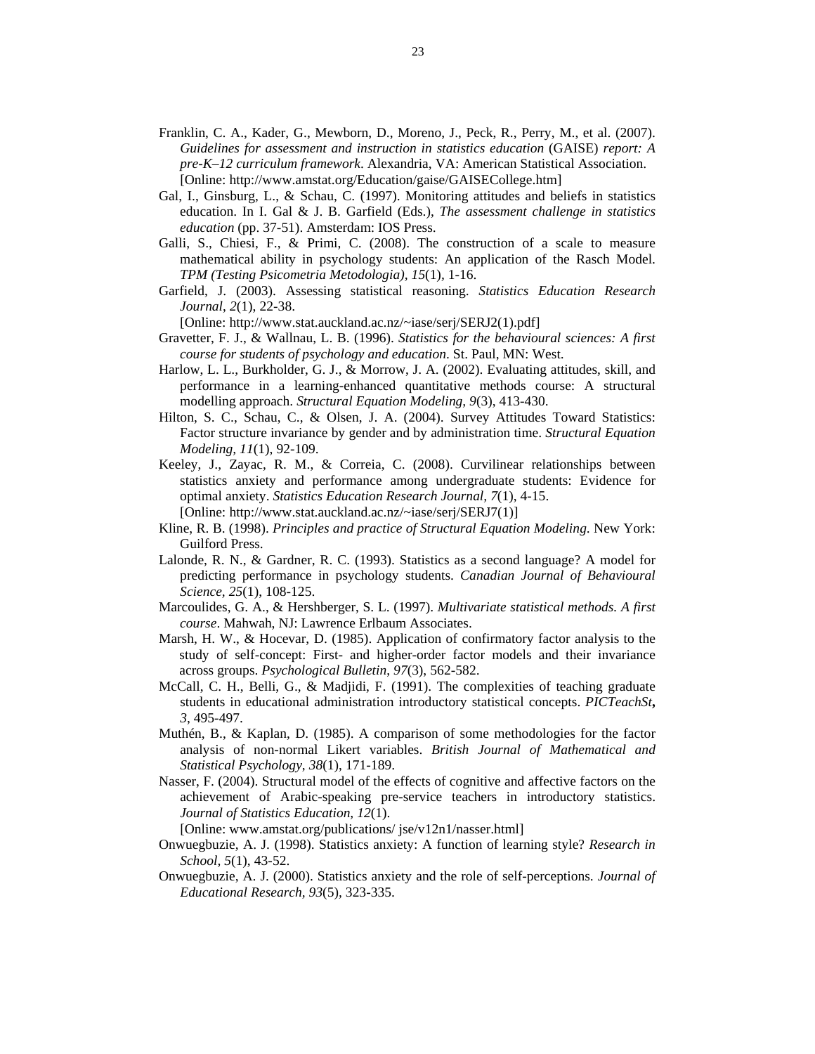Franklin, C. A., Kader, G., Mewborn, D., Moreno, J., Peck, R., Perry, M., et al. (2007). *Guidelines for assessment and instruction in statistics education* (GAISE) *report: A pre-K–12 curriculum framework*. Alexandria, VA: American Statistical Association. [Online: http://www.amstat.org/Education/gaise/GAISECollege.htm]

Gal, I., Ginsburg, L., & Schau, C. (1997). Monitoring attitudes and beliefs in statistics education. In I. Gal & J. B. Garfield (Eds.), *The assessment challenge in statistics education* (pp. 37-51). Amsterdam: IOS Press.

Galli, S., Chiesi, F., & Primi, C. (2008). The construction of a scale to measure mathematical ability in psychology students: An application of the Rasch Model. *TPM (Testing Psicometria Metodologia), 15*(1), 1-16.

Garfield, J. (2003). Assessing statistical reasoning. *Statistics Education Research Journal*, *2*(1), 22-38.
[Online: http://www.stat.auckland.ac.nz/~iase/serj/SERJ2(1).pdf]

Gravetter, F. J., & Wallnau, L. B. (1996). *Statistics for the behavioural sciences: A first course for students of psychology and education*. St. Paul, MN: West.

Harlow, L. L., Burkholder, G. J., & Morrow, J. A. (2002). Evaluating attitudes, skill, and performance in a learning-enhanced quantitative methods course: A structural modelling approach. *Structural Equation Modeling, 9*(3), 413-430.

Hilton, S. C., Schau, C., & Olsen, J. A. (2004). Survey Attitudes Toward Statistics: Factor structure invariance by gender and by administration time. *Structural Equation Modeling*, *11*(1), 92-109.

Keeley, J., Zayac, R. M., & Correia, C. (2008). Curvilinear relationships between statistics anxiety and performance among undergraduate students: Evidence for optimal anxiety. *Statistics Education Research Journal, 7*(1), 4-15.
[Online: http://www.stat.auckland.ac.nz/~iase/serj/SERJ7(1)]

Kline, R. B. (1998). *Principles and practice of Structural Equation Modeling*. New York: Guilford Press.

Lalonde, R. N., & Gardner, R. C. (1993). Statistics as a second language? A model for predicting performance in psychology students. *Canadian Journal of Behavioural Science, 25*(1), 108-125.

Marcoulides, G. A., & Hershberger, S. L. (1997). *Multivariate statistical methods. A first course*. Mahwah, NJ: Lawrence Erlbaum Associates.

Marsh, H. W., & Hocevar, D. (1985). Application of confirmatory factor analysis to the study of self-concept: First- and higher-order factor models and their invariance across groups. *Psychological Bulletin*, *97*(3), 562-582.

McCall, C. H., Belli, G., & Madjidi, F. (1991). The complexities of teaching graduate students in educational administration introductory statistical concepts. ***PICTeachSt*, *3***, 495-497.

Muthén, B., & Kaplan, D. (1985). A comparison of some methodologies for the factor analysis of non-normal Likert variables. *British Journal of Mathematical and Statistical Psychology*, *38*(1), 171-189.

Nasser, F. (2004). Structural model of the effects of cognitive and affective factors on the achievement of Arabic-speaking pre-service teachers in introductory statistics. *Journal of Statistics Education, 12*(1).
[Online: www.amstat.org/publications/ jse/v12n1/nasser.html]

Onwuegbuzie, A. J. (1998). Statistics anxiety: A function of learning style? *Research in School, 5*(1), 43-52.

Onwuegbuzie, A. J. (2000). Statistics anxiety and the role of self-perceptions. *Journal of Educational Research*, *93*(5), 323-335.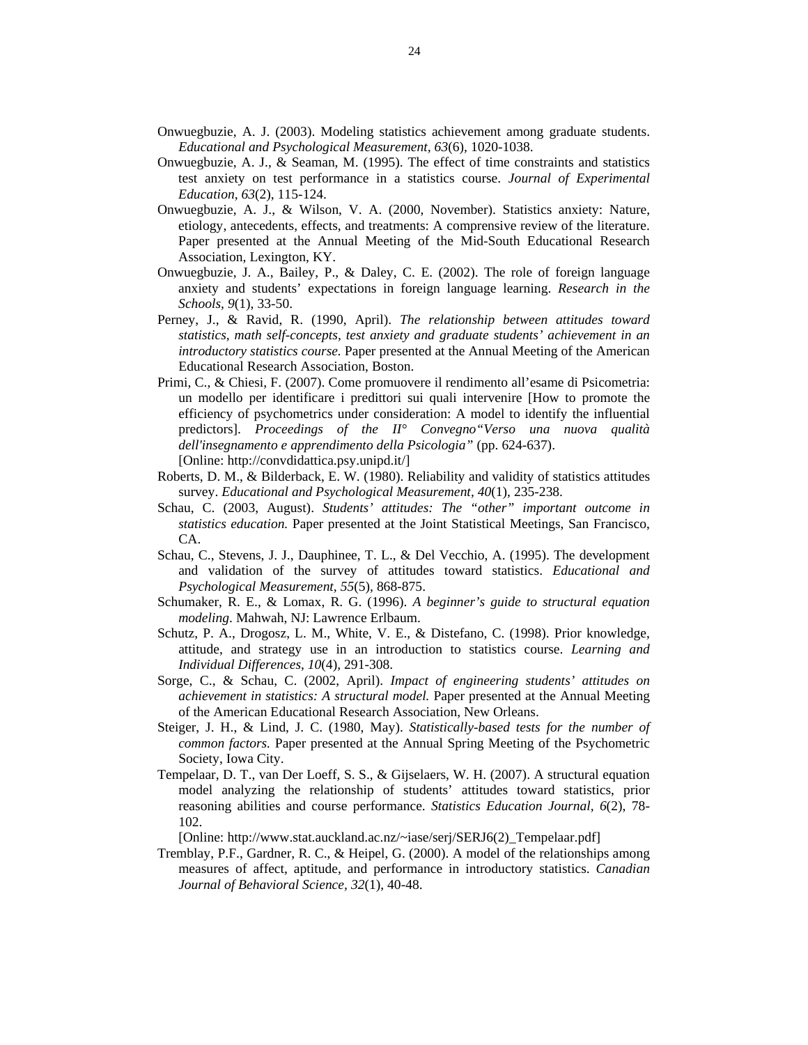Onwuegbuzie, A. J. (2003). Modeling statistics achievement among graduate students. *Educational and Psychological Measurement, 63*(6), 1020-1038.

Onwuegbuzie, A. J., & Seaman, M. (1995). The effect of time constraints and statistics test anxiety on test performance in a statistics course. *Journal of Experimental Education, 63*(2), 115-124.

Onwuegbuzie, A. J., & Wilson, V. A. (2000, November). Statistics anxiety: Nature, etiology, antecedents, effects, and treatments: A comprensive review of the literature. Paper presented at the Annual Meeting of the Mid-South Educational Research Association, Lexington, KY.

Onwuegbuzie, J. A., Bailey, P., & Daley, C. E. (2002). The role of foreign language anxiety and students' expectations in foreign language learning. *Research in the Schools, 9*(1), 33-50.

Perney, J., & Ravid, R. (1990, April). *The relationship between attitudes toward statistics, math self-concepts, test anxiety and graduate students' achievement in an introductory statistics course.* Paper presented at the Annual Meeting of the American Educational Research Association, Boston.

Primi, C., & Chiesi, F. (2007). Come promuovere il rendimento all'esame di Psicometria: un modello per identificare i predittori sui quali intervenire [How to promote the efficiency of psychometrics under consideration: A model to identify the influential predictors]. *Proceedings of the II° Convegno"Verso una nuova qualità dell'insegnamento e apprendimento della Psicologia"* (pp. 624-637).
[Online: http://convdidattica.psy.unipd.it/]

Roberts, D. M., & Bilderback, E. W. (1980). Reliability and validity of statistics attitudes survey. *Educational and Psychological Measurement, 40*(1), 235-238.

Schau, C. (2003, August). *Students' attitudes: The "other" important outcome in statistics education.* Paper presented at the Joint Statistical Meetings, San Francisco, CA.

Schau, C., Stevens, J. J., Dauphinee, T. L., & Del Vecchio, A. (1995). The development and validation of the survey of attitudes toward statistics. *Educational and Psychological Measurement, 55*(5), 868-875.

Schumaker, R. E., & Lomax, R. G. (1996). *A beginner's guide to structural equation modeling*. Mahwah, NJ: Lawrence Erlbaum.

Schutz, P. A., Drogosz, L. M., White, V. E., & Distefano, C. (1998). Prior knowledge, attitude, and strategy use in an introduction to statistics course. *Learning and Individual Differences, 10*(4), 291-308.

Sorge, C., & Schau, C. (2002, April). *Impact of engineering students' attitudes on achievement in statistics: A structural model.* Paper presented at the Annual Meeting of the American Educational Research Association, New Orleans.

Steiger, J. H., & Lind, J. C. (1980, May). *Statistically-based tests for the number of common factors.* Paper presented at the Annual Spring Meeting of the Psychometric Society, Iowa City.

Tempelaar, D. T., van Der Loeff, S. S., & Gijselaers, W. H. (2007). A structural equation model analyzing the relationship of students' attitudes toward statistics, prior reasoning abilities and course performance. *Statistics Education Journal, 6*(2), 78-102.
[Online: http://www.stat.auckland.ac.nz/~iase/serj/SERJ6(2)_Tempelaar.pdf]

Tremblay, P.F., Gardner, R. C., & Heipel, G. (2000). A model of the relationships among measures of affect, aptitude, and performance in introductory statistics. *Canadian Journal of Behavioral Science, 32*(1), 40-48.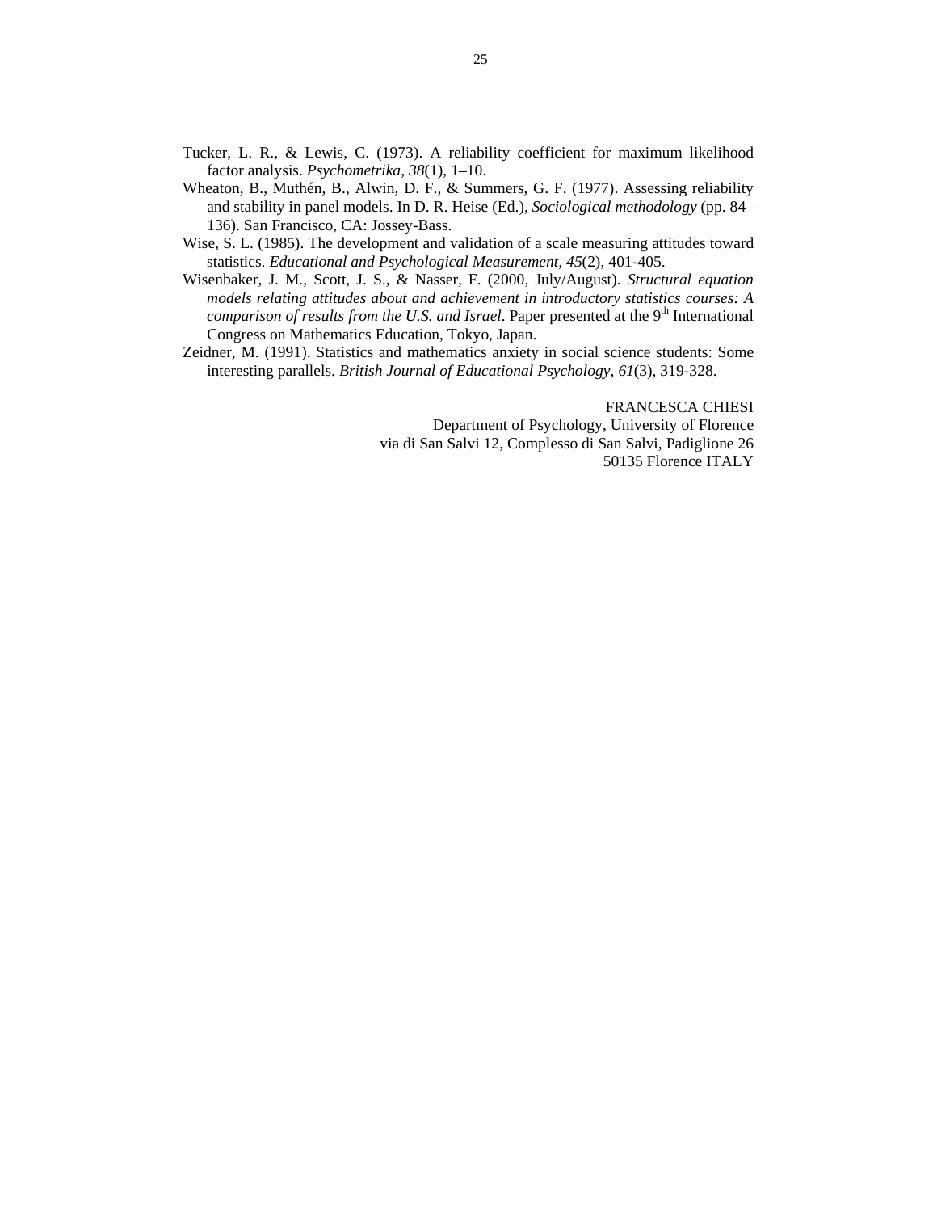Tucker, L. R., & Lewis, C. (1973). A reliability coefficient for maximum likelihood factor analysis. *Psychometrika*, *38*(1), 1–10.

Wheaton, B., Muthén, B., Alwin, D. F., & Summers, G. F. (1977). Assessing reliability and stability in panel models. In D. R. Heise (Ed.), *Sociological methodology* (pp. 84–136). San Francisco, CA: Jossey-Bass.

Wise, S. L. (1985). The development and validation of a scale measuring attitudes toward statistics. *Educational and Psychological Measurement, 45*(2), 401-405.

Wisenbaker, J. M., Scott, J. S., & Nasser, F. (2000, July/August). *Structural equation models relating attitudes about and achievement in introductory statistics courses: A comparison of results from the U.S. and Israel*. Paper presented at the 9th International Congress on Mathematics Education, Tokyo, Japan.

Zeidner, M. (1991). Statistics and mathematics anxiety in social science students: Some interesting parallels. *British Journal of Educational Psychology, 61*(3), 319-328.

FRANCESCA CHIESI
Department of Psychology, University of Florence
via di San Salvi 12, Complesso di San Salvi, Padiglione 26
50135 Florence ITALY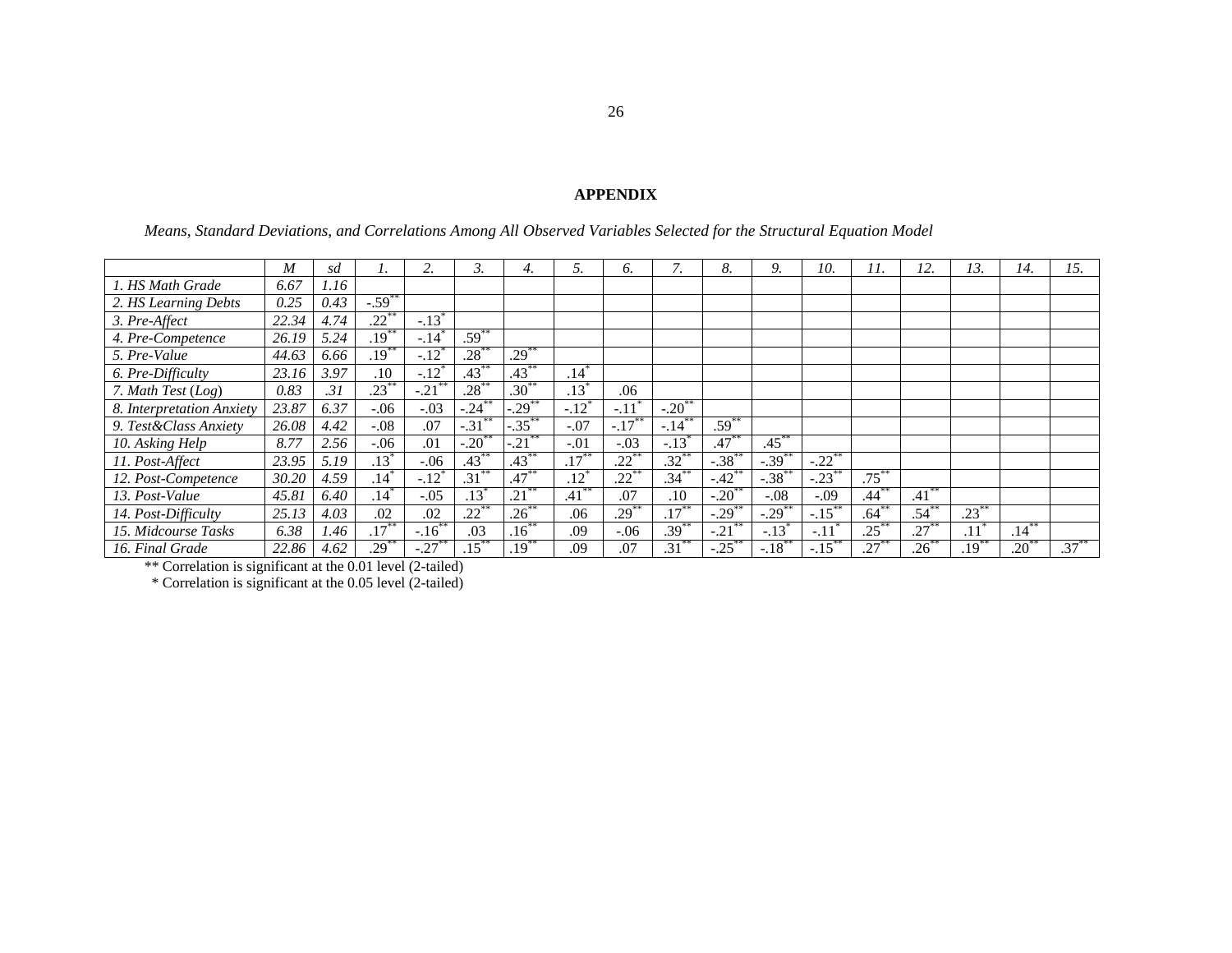## APPENDIX

*Means, Standard Deviations, and Correlations Among All Observed Variables Selected for the Structural Equation Model*

| | *M* | *sd* | *1.* | *2.* | *3.* | *4.* | *5.* | *6.* | *7.* | *8.* | *9.* | *10.* | *11.* | *12.* | *13.* | *14.* | *15.* |
|---|---|---|---|---|---|---|---|---|---|---|---|---|---|---|---|---|---|
| *1. HS Math Grade* | *6.67* | *1.16* | | | | | | | | | | | | | | | |
| *2. HS Learning Debts* | *0.25* | *0.43* | -.59** | | | | | | | | | | | | | | |
| *3. Pre-Affect* | *22.34* | *4.74* | .22** | -.13* | | | | | | | | | | | | | |
| *4. Pre-Competence* | *26.19* | *5.24* | .19** | -.14* | .59** | | | | | | | | | | | | |
| *5. Pre-Value* | *44.63* | *6.66* | .19** | -.12* | .28** | .29** | | | | | | | | | | | |
| *6. Pre-Difficulty* | *23.16* | *3.97* | .10 | -.12* | .43** | .43** | .14* | | | | | | | | | | |
| *7. Math Test (Log)* | *0.83* | *.31* | .23** | -.21** | .28** | .30** | .13* | .06 | | | | | | | | | |
| *8. Interpretation Anxiety* | *23.87* | *6.37* | -.06 | -.03 | -.24** | -.29** | -.12* | -.11* | -.20** | | | | | | | | |
| *9. Test&Class Anxiety* | *26.08* | *4.42* | -.08 | .07 | -.31** | -.35** | -.07 | -.17** | -.14** | .59** | | | | | | | |
| *10. Asking Help* | *8.77* | *2.56* | -.06 | .01 | -.20** | -.21** | -.01 | -.03 | -.13* | .47** | .45** | | | | | | |
| *11. Post-Affect* | *23.95* | *5.19* | .13* | -.06 | .43** | .43** | .17** | .22** | .32** | -.38** | -.39** | -.22** | | | | | |
| *12. Post-Competence* | *30.20* | *4.59* | .14* | -.12* | .31** | .47** | .12* | .22** | .34** | -.42** | -.38** | -.23** | .75** | | | | |
| *13. Post-Value* | *45.81* | *6.40* | .14* | -.05 | .13* | .21** | .41** | .07 | .10 | -.20** | -.08 | -.09 | .44** | .41** | | | |
| *14. Post-Difficulty* | *25.13* | *4.03* | .02 | .02 | .22** | .26** | .06 | .29** | .17** | -.29** | -.29** | -.15** | .64** | .54** | .23** | | |
| *15. Midcourse Tasks* | *6.38* | *1.46* | .17** | -.16** | .03 | .16** | .09 | -.06 | .39** | -.21** | -.13* | -.11* | .25** | .27** | .11* | .14** | |
| *16. Final Grade* | *22.86* | *4.62* | .29** | -.27** | .15** | .19** | .09 | .07 | .31** | -.25** | -.18** | -.15** | .27** | .26** | .19** | .20** | .37** |

** Correlation is significant at the 0.01 level (2-tailed)

* Correlation is significant at the 0.05 level (2-tailed)